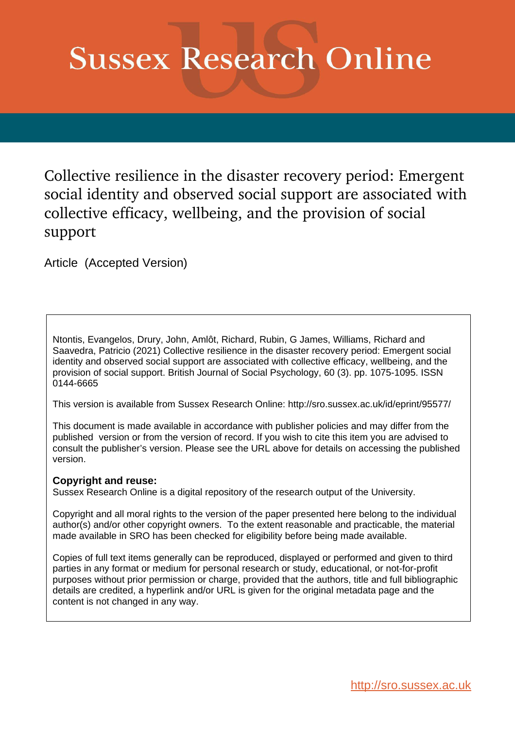# Sussex Research Online

## Collective resilience in the disaster recovery period: Emergent social identity and observed social support are associated with collective efficacy, wellbeing, and the provision of social support

Article (Accepted Version)

Ntontis, Evangelos, Drury, John, Amlôt, Richard, Rubin, G James, Williams, Richard and Saavedra, Patricio (2021) Collective resilience in the disaster recovery period: Emergent social identity and observed social support are associated with collective efficacy, wellbeing, and the provision of social support. British Journal of Social Psychology, 60 (3). pp. 1075-1095. ISSN 0144-6665

This version is available from Sussex Research Online: http://sro.sussex.ac.uk/id/eprint/95577/

This document is made available in accordance with publisher policies and may differ from the published version or from the version of record. If you wish to cite this item you are advised to consult the publisher's version. Please see the URL above for details on accessing the published version.

**Copyright and reuse:**
Sussex Research Online is a digital repository of the research output of the University.

Copyright and all moral rights to the version of the paper presented here belong to the individual author(s) and/or other copyright owners. To the extent reasonable and practicable, the material made available in SRO has been checked for eligibility before being made available.

Copies of full text items generally can be reproduced, displayed or performed and given to third parties in any format or medium for personal research or study, educational, or not-for-profit purposes without prior permission or charge, provided that the authors, title and full bibliographic details are credited, a hyperlink and/or URL is given for the original metadata page and the content is not changed in any way.

http://sro.sussex.ac.uk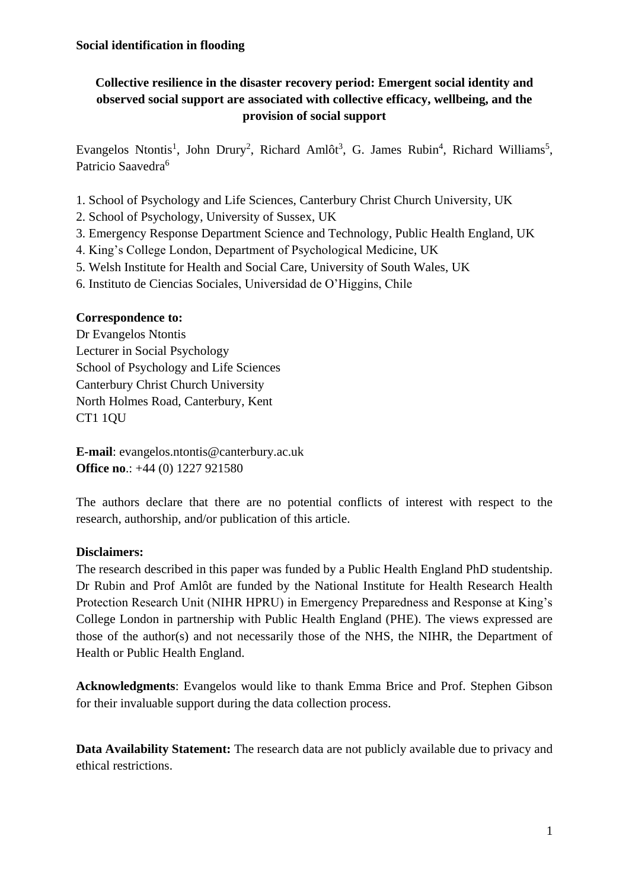**Social identification in flooding**

**Collective resilience in the disaster recovery period: Emergent social identity and observed social support are associated with collective efficacy, wellbeing, and the provision of social support**

Evangelos Ntontis[1], John Drury[2], Richard Amlôt[3], G. James Rubin[4], Richard Williams[5], Patricio Saavedra[6]

1. School of Psychology and Life Sciences, Canterbury Christ Church University, UK
2. School of Psychology, University of Sussex, UK
3. Emergency Response Department Science and Technology, Public Health England, UK
4. King's College London, Department of Psychological Medicine, UK
5. Welsh Institute for Health and Social Care, University of South Wales, UK
6. Instituto de Ciencias Sociales, Universidad de O'Higgins, Chile

**Correspondence to:**
Dr Evangelos Ntontis
Lecturer in Social Psychology
School of Psychology and Life Sciences
Canterbury Christ Church University
North Holmes Road, Canterbury, Kent
CT1 1QU

**E-mail**: evangelos.ntontis@canterbury.ac.uk
**Office no**.: +44 (0) 1227 921580

The authors declare that there are no potential conflicts of interest with respect to the research, authorship, and/or publication of this article.

**Disclaimers:**
The research described in this paper was funded by a Public Health England PhD studentship. Dr Rubin and Prof Amlôt are funded by the National Institute for Health Research Health Protection Research Unit (NIHR HPRU) in Emergency Preparedness and Response at King's College London in partnership with Public Health England (PHE). The views expressed are those of the author(s) and not necessarily those of the NHS, the NIHR, the Department of Health or Public Health England.

**Acknowledgments**: Evangelos would like to thank Emma Brice and Prof. Stephen Gibson for their invaluable support during the data collection process.

**Data Availability Statement:** The research data are not publicly available due to privacy and ethical restrictions.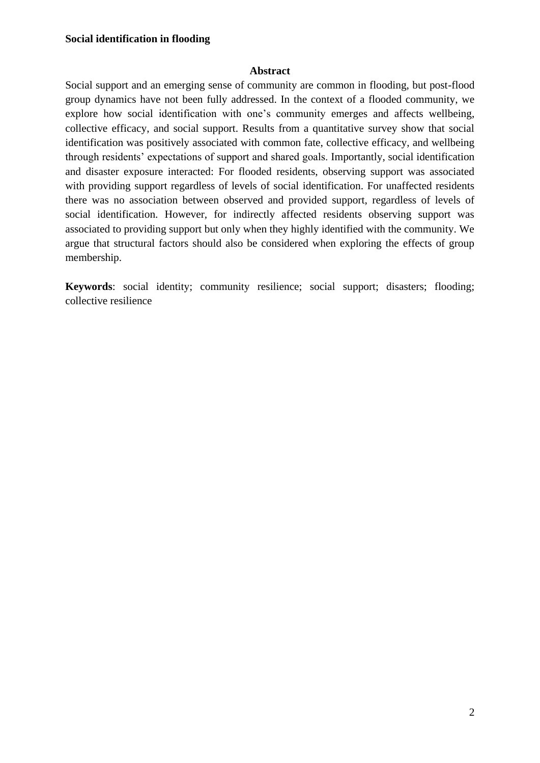## Abstract

Social support and an emerging sense of community are common in flooding, but post-flood group dynamics have not been fully addressed. In the context of a flooded community, we explore how social identification with one's community emerges and affects wellbeing, collective efficacy, and social support. Results from a quantitative survey show that social identification was positively associated with common fate, collective efficacy, and wellbeing through residents' expectations of support and shared goals. Importantly, social identification and disaster exposure interacted: For flooded residents, observing support was associated with providing support regardless of levels of social identification. For unaffected residents there was no association between observed and provided support, regardless of levels of social identification. However, for indirectly affected residents observing support was associated to providing support but only when they highly identified with the community. We argue that structural factors should also be considered when exploring the effects of group membership.

**Keywords**: social identity; community resilience; social support; disasters; flooding; collective resilience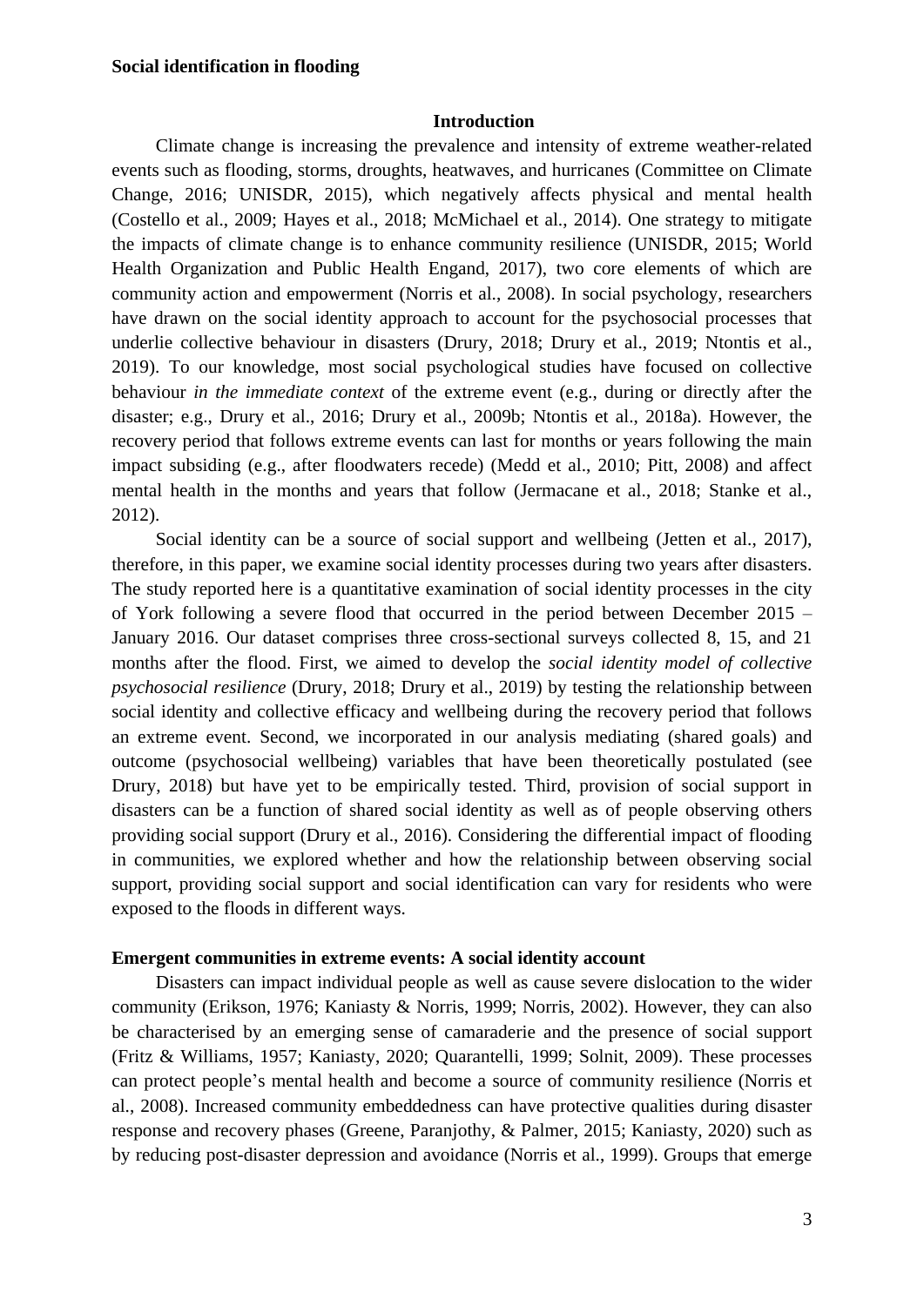**Social identification in flooding**

## Introduction

Climate change is increasing the prevalence and intensity of extreme weather-related events such as flooding, storms, droughts, heatwaves, and hurricanes (Committee on Climate Change, 2016; UNISDR, 2015), which negatively affects physical and mental health (Costello et al., 2009; Hayes et al., 2018; McMichael et al., 2014). One strategy to mitigate the impacts of climate change is to enhance community resilience (UNISDR, 2015; World Health Organization and Public Health Engand, 2017), two core elements of which are community action and empowerment (Norris et al., 2008). In social psychology, researchers have drawn on the social identity approach to account for the psychosocial processes that underlie collective behaviour in disasters (Drury, 2018; Drury et al., 2019; Ntontis et al., 2019). To our knowledge, most social psychological studies have focused on collective behaviour *in the immediate context* of the extreme event (e.g., during or directly after the disaster; e.g., Drury et al., 2016; Drury et al., 2009b; Ntontis et al., 2018a). However, the recovery period that follows extreme events can last for months or years following the main impact subsiding (e.g., after floodwaters recede) (Medd et al., 2010; Pitt, 2008) and affect mental health in the months and years that follow (Jermacane et al., 2018; Stanke et al., 2012).

Social identity can be a source of social support and wellbeing (Jetten et al., 2017), therefore, in this paper, we examine social identity processes during two years after disasters. The study reported here is a quantitative examination of social identity processes in the city of York following a severe flood that occurred in the period between December 2015 – January 2016. Our dataset comprises three cross-sectional surveys collected 8, 15, and 21 months after the flood. First, we aimed to develop the *social identity model of collective psychosocial resilience* (Drury, 2018; Drury et al., 2019) by testing the relationship between social identity and collective efficacy and wellbeing during the recovery period that follows an extreme event. Second, we incorporated in our analysis mediating (shared goals) and outcome (psychosocial wellbeing) variables that have been theoretically postulated (see Drury, 2018) but have yet to be empirically tested. Third, provision of social support in disasters can be a function of shared social identity as well as of people observing others providing social support (Drury et al., 2016). Considering the differential impact of flooding in communities, we explored whether and how the relationship between observing social support, providing social support and social identification can vary for residents who were exposed to the floods in different ways.

### Emergent communities in extreme events: A social identity account

Disasters can impact individual people as well as cause severe dislocation to the wider community (Erikson, 1976; Kaniasty & Norris, 1999; Norris, 2002). However, they can also be characterised by an emerging sense of camaraderie and the presence of social support (Fritz & Williams, 1957; Kaniasty, 2020; Quarantelli, 1999; Solnit, 2009). These processes can protect people's mental health and become a source of community resilience (Norris et al., 2008). Increased community embeddedness can have protective qualities during disaster response and recovery phases (Greene, Paranjothy, & Palmer, 2015; Kaniasty, 2020) such as by reducing post-disaster depression and avoidance (Norris et al., 1999). Groups that emerge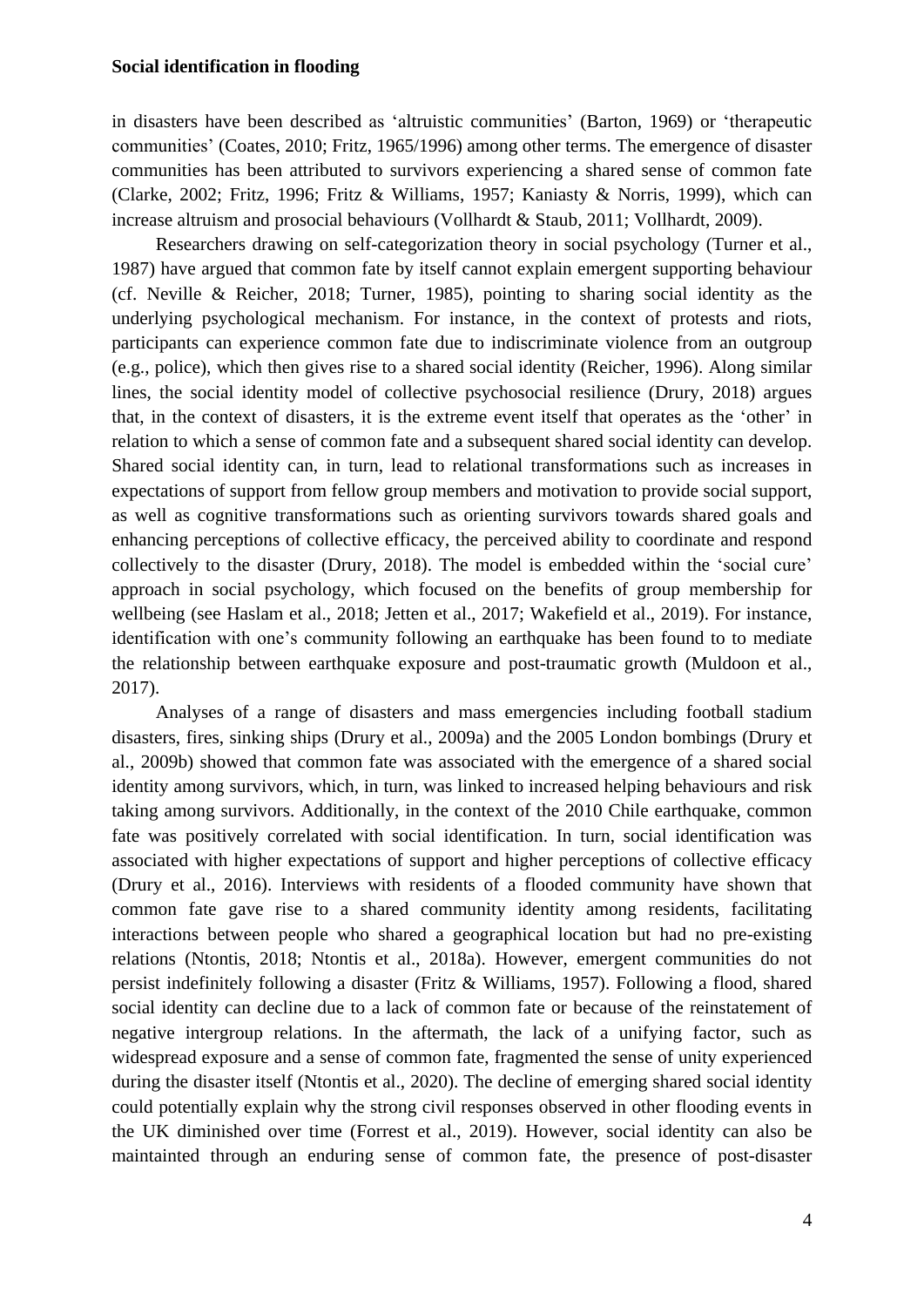in disasters have been described as 'altruistic communities' (Barton, 1969) or 'therapeutic communities' (Coates, 2010; Fritz, 1965/1996) among other terms. The emergence of disaster communities has been attributed to survivors experiencing a shared sense of common fate (Clarke, 2002; Fritz, 1996; Fritz & Williams, 1957; Kaniasty & Norris, 1999), which can increase altruism and prosocial behaviours (Vollhardt & Staub, 2011; Vollhardt, 2009).

Researchers drawing on self-categorization theory in social psychology (Turner et al., 1987) have argued that common fate by itself cannot explain emergent supporting behaviour (cf. Neville & Reicher, 2018; Turner, 1985), pointing to sharing social identity as the underlying psychological mechanism. For instance, in the context of protests and riots, participants can experience common fate due to indiscriminate violence from an outgroup (e.g., police), which then gives rise to a shared social identity (Reicher, 1996). Along similar lines, the social identity model of collective psychosocial resilience (Drury, 2018) argues that, in the context of disasters, it is the extreme event itself that operates as the 'other' in relation to which a sense of common fate and a subsequent shared social identity can develop. Shared social identity can, in turn, lead to relational transformations such as increases in expectations of support from fellow group members and motivation to provide social support, as well as cognitive transformations such as orienting survivors towards shared goals and enhancing perceptions of collective efficacy, the perceived ability to coordinate and respond collectively to the disaster (Drury, 2018). The model is embedded within the 'social cure' approach in social psychology, which focused on the benefits of group membership for wellbeing (see Haslam et al., 2018; Jetten et al., 2017; Wakefield et al., 2019). For instance, identification with one's community following an earthquake has been found to to mediate the relationship between earthquake exposure and post-traumatic growth (Muldoon et al., 2017).

Analyses of a range of disasters and mass emergencies including football stadium disasters, fires, sinking ships (Drury et al., 2009a) and the 2005 London bombings (Drury et al., 2009b) showed that common fate was associated with the emergence of a shared social identity among survivors, which, in turn, was linked to increased helping behaviours and risk taking among survivors. Additionally, in the context of the 2010 Chile earthquake, common fate was positively correlated with social identification. In turn, social identification was associated with higher expectations of support and higher perceptions of collective efficacy (Drury et al., 2016). Interviews with residents of a flooded community have shown that common fate gave rise to a shared community identity among residents, facilitating interactions between people who shared a geographical location but had no pre-existing relations (Ntontis, 2018; Ntontis et al., 2018a). However, emergent communities do not persist indefinitely following a disaster (Fritz & Williams, 1957). Following a flood, shared social identity can decline due to a lack of common fate or because of the reinstatement of negative intergroup relations. In the aftermath, the lack of a unifying factor, such as widespread exposure and a sense of common fate, fragmented the sense of unity experienced during the disaster itself (Ntontis et al., 2020). The decline of emerging shared social identity could potentially explain why the strong civil responses observed in other flooding events in the UK diminished over time (Forrest et al., 2019). However, social identity can also be maintainted through an enduring sense of common fate, the presence of post-disaster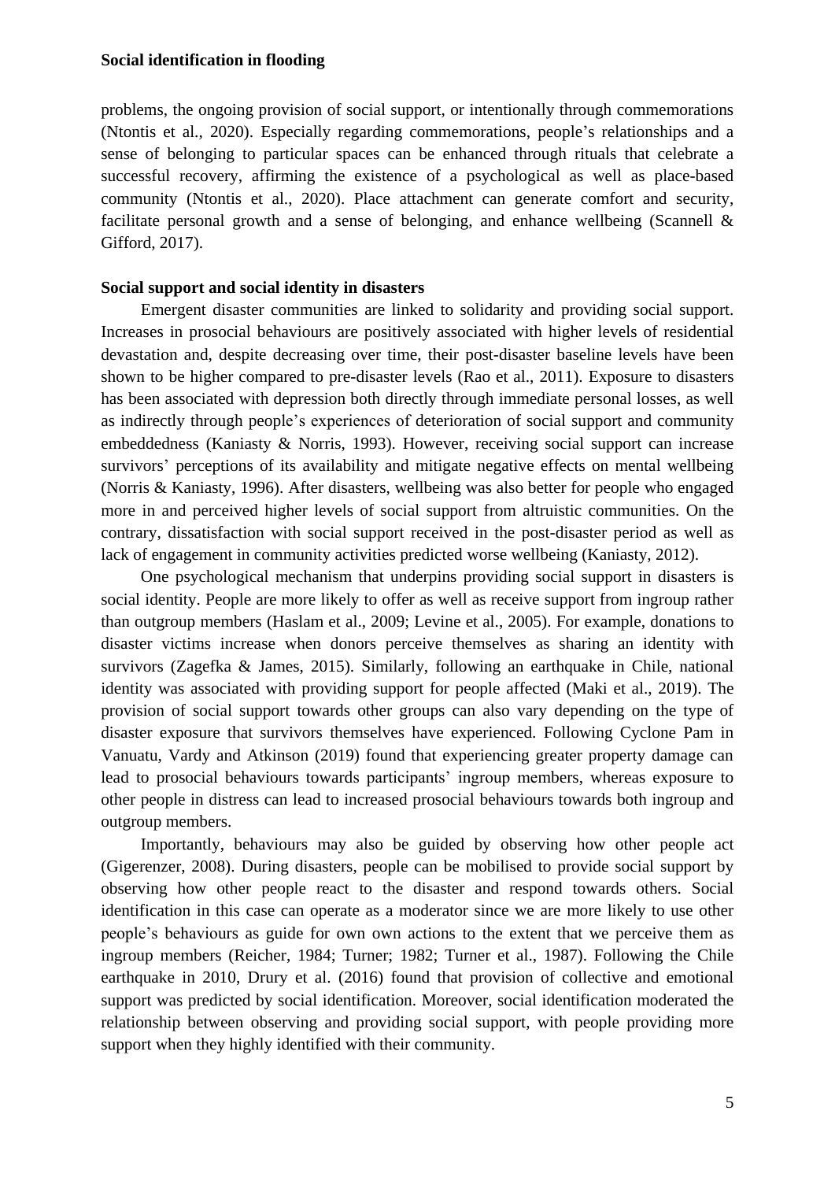problems, the ongoing provision of social support, or intentionally through commemorations (Ntontis et al., 2020). Especially regarding commemorations, people's relationships and a sense of belonging to particular spaces can be enhanced through rituals that celebrate a successful recovery, affirming the existence of a psychological as well as place-based community (Ntontis et al., 2020). Place attachment can generate comfort and security, facilitate personal growth and a sense of belonging, and enhance wellbeing (Scannell & Gifford, 2017).

**Social support and social identity in disasters**

Emergent disaster communities are linked to solidarity and providing social support. Increases in prosocial behaviours are positively associated with higher levels of residential devastation and, despite decreasing over time, their post-disaster baseline levels have been shown to be higher compared to pre-disaster levels (Rao et al., 2011). Exposure to disasters has been associated with depression both directly through immediate personal losses, as well as indirectly through people's experiences of deterioration of social support and community embeddedness (Kaniasty & Norris, 1993). However, receiving social support can increase survivors' perceptions of its availability and mitigate negative effects on mental wellbeing (Norris & Kaniasty, 1996). After disasters, wellbeing was also better for people who engaged more in and perceived higher levels of social support from altruistic communities. On the contrary, dissatisfaction with social support received in the post-disaster period as well as lack of engagement in community activities predicted worse wellbeing (Kaniasty, 2012).

One psychological mechanism that underpins providing social support in disasters is social identity. People are more likely to offer as well as receive support from ingroup rather than outgroup members (Haslam et al., 2009; Levine et al., 2005). For example, donations to disaster victims increase when donors perceive themselves as sharing an identity with survivors (Zagefka & James, 2015). Similarly, following an earthquake in Chile, national identity was associated with providing support for people affected (Maki et al., 2019). The provision of social support towards other groups can also vary depending on the type of disaster exposure that survivors themselves have experienced. Following Cyclone Pam in Vanuatu, Vardy and Atkinson (2019) found that experiencing greater property damage can lead to prosocial behaviours towards participants' ingroup members, whereas exposure to other people in distress can lead to increased prosocial behaviours towards both ingroup and outgroup members.

Importantly, behaviours may also be guided by observing how other people act (Gigerenzer, 2008). During disasters, people can be mobilised to provide social support by observing how other people react to the disaster and respond towards others. Social identification in this case can operate as a moderator since we are more likely to use other people's behaviours as guide for own own actions to the extent that we perceive them as ingroup members (Reicher, 1984; Turner; 1982; Turner et al., 1987). Following the Chile earthquake in 2010, Drury et al. (2016) found that provision of collective and emotional support was predicted by social identification. Moreover, social identification moderated the relationship between observing and providing social support, with people providing more support when they highly identified with their community.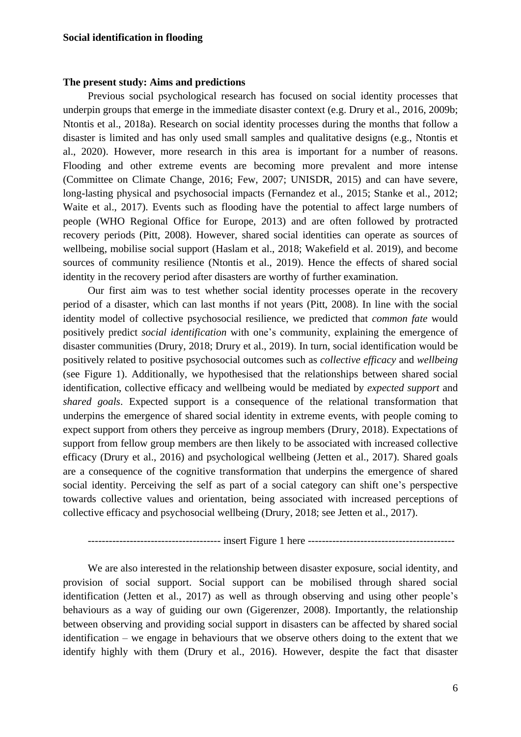## The present study: Aims and predictions

Previous social psychological research has focused on social identity processes that underpin groups that emerge in the immediate disaster context (e.g. Drury et al., 2016, 2009b; Ntontis et al., 2018a). Research on social identity processes during the months that follow a disaster is limited and has only used small samples and qualitative designs (e.g., Ntontis et al., 2020). However, more research in this area is important for a number of reasons. Flooding and other extreme events are becoming more prevalent and more intense (Committee on Climate Change, 2016; Few, 2007; UNISDR, 2015) and can have severe, long-lasting physical and psychosocial impacts (Fernandez et al., 2015; Stanke et al., 2012; Waite et al., 2017). Events such as flooding have the potential to affect large numbers of people (WHO Regional Office for Europe, 2013) and are often followed by protracted recovery periods (Pitt, 2008). However, shared social identities can operate as sources of wellbeing, mobilise social support (Haslam et al., 2018; Wakefield et al. 2019), and become sources of community resilience (Ntontis et al., 2019). Hence the effects of shared social identity in the recovery period after disasters are worthy of further examination.

Our first aim was to test whether social identity processes operate in the recovery period of a disaster, which can last months if not years (Pitt, 2008). In line with the social identity model of collective psychosocial resilience, we predicted that *common fate* would positively predict *social identification* with one's community, explaining the emergence of disaster communities (Drury, 2018; Drury et al., 2019). In turn, social identification would be positively related to positive psychosocial outcomes such as *collective efficacy* and *wellbeing* (see Figure 1). Additionally, we hypothesised that the relationships between shared social identification, collective efficacy and wellbeing would be mediated by *expected support* and *shared goals*. Expected support is a consequence of the relational transformation that underpins the emergence of shared social identity in extreme events, with people coming to expect support from others they perceive as ingroup members (Drury, 2018). Expectations of support from fellow group members are then likely to be associated with increased collective efficacy (Drury et al., 2016) and psychological wellbeing (Jetten et al., 2017). Shared goals are a consequence of the cognitive transformation that underpins the emergence of shared social identity. Perceiving the self as part of a social category can shift one's perspective towards collective values and orientation, being associated with increased perceptions of collective efficacy and psychosocial wellbeing (Drury, 2018; see Jetten et al., 2017).

------------------------------------- insert Figure 1 here -----------------------------------------

We are also interested in the relationship between disaster exposure, social identity, and provision of social support. Social support can be mobilised through shared social identification (Jetten et al., 2017) as well as through observing and using other people's behaviours as a way of guiding our own (Gigerenzer, 2008). Importantly, the relationship between observing and providing social support in disasters can be affected by shared social identification – we engage in behaviours that we observe others doing to the extent that we identify highly with them (Drury et al., 2016). However, despite the fact that disaster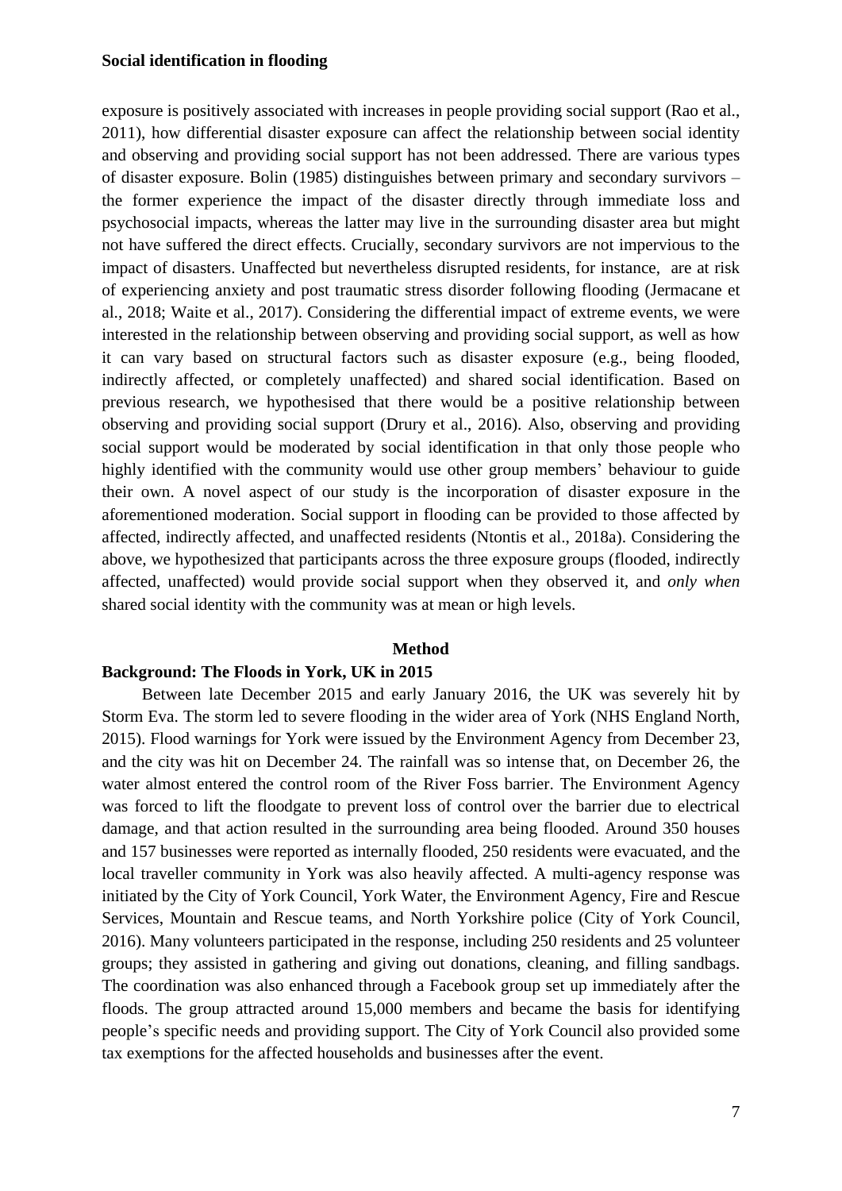exposure is positively associated with increases in people providing social support (Rao et al., 2011), how differential disaster exposure can affect the relationship between social identity and observing and providing social support has not been addressed. There are various types of disaster exposure. Bolin (1985) distinguishes between primary and secondary survivors – the former experience the impact of the disaster directly through immediate loss and psychosocial impacts, whereas the latter may live in the surrounding disaster area but might not have suffered the direct effects. Crucially, secondary survivors are not impervious to the impact of disasters. Unaffected but nevertheless disrupted residents, for instance, are at risk of experiencing anxiety and post traumatic stress disorder following flooding (Jermacane et al., 2018; Waite et al., 2017). Considering the differential impact of extreme events, we were interested in the relationship between observing and providing social support, as well as how it can vary based on structural factors such as disaster exposure (e.g., being flooded, indirectly affected, or completely unaffected) and shared social identification. Based on previous research, we hypothesised that there would be a positive relationship between observing and providing social support (Drury et al., 2016). Also, observing and providing social support would be moderated by social identification in that only those people who highly identified with the community would use other group members' behaviour to guide their own. A novel aspect of our study is the incorporation of disaster exposure in the aforementioned moderation. Social support in flooding can be provided to those affected by affected, indirectly affected, and unaffected residents (Ntontis et al., 2018a). Considering the above, we hypothesized that participants across the three exposure groups (flooded, indirectly affected, unaffected) would provide social support when they observed it, and *only when* shared social identity with the community was at mean or high levels.

## Method

### Background: The Floods in York, UK in 2015

Between late December 2015 and early January 2016, the UK was severely hit by Storm Eva. The storm led to severe flooding in the wider area of York (NHS England North, 2015). Flood warnings for York were issued by the Environment Agency from December 23, and the city was hit on December 24. The rainfall was so intense that, on December 26, the water almost entered the control room of the River Foss barrier. The Environment Agency was forced to lift the floodgate to prevent loss of control over the barrier due to electrical damage, and that action resulted in the surrounding area being flooded. Around 350 houses and 157 businesses were reported as internally flooded, 250 residents were evacuated, and the local traveller community in York was also heavily affected. A multi-agency response was initiated by the City of York Council, York Water, the Environment Agency, Fire and Rescue Services, Mountain and Rescue teams, and North Yorkshire police (City of York Council, 2016). Many volunteers participated in the response, including 250 residents and 25 volunteer groups; they assisted in gathering and giving out donations, cleaning, and filling sandbags. The coordination was also enhanced through a Facebook group set up immediately after the floods. The group attracted around 15,000 members and became the basis for identifying people's specific needs and providing support. The City of York Council also provided some tax exemptions for the affected households and businesses after the event.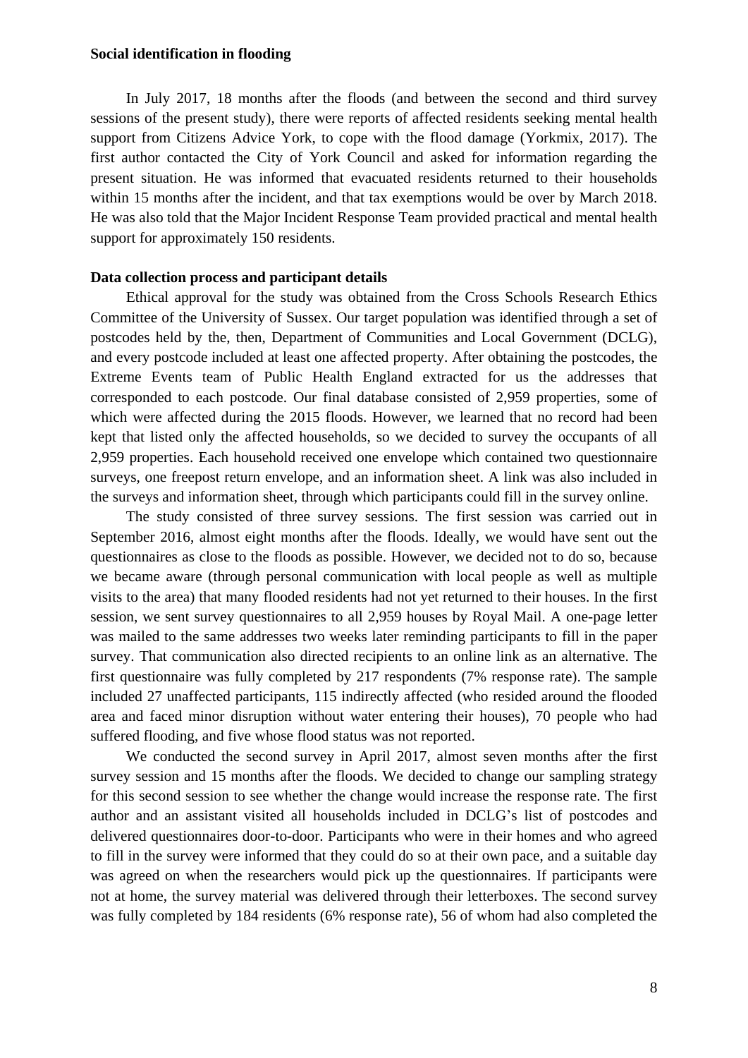**Social identification in flooding**

In July 2017, 18 months after the floods (and between the second and third survey sessions of the present study), there were reports of affected residents seeking mental health support from Citizens Advice York, to cope with the flood damage (Yorkmix, 2017). The first author contacted the City of York Council and asked for information regarding the present situation. He was informed that evacuated residents returned to their households within 15 months after the incident, and that tax exemptions would be over by March 2018. He was also told that the Major Incident Response Team provided practical and mental health support for approximately 150 residents.

**Data collection process and participant details**

Ethical approval for the study was obtained from the Cross Schools Research Ethics Committee of the University of Sussex. Our target population was identified through a set of postcodes held by the, then, Department of Communities and Local Government (DCLG), and every postcode included at least one affected property. After obtaining the postcodes, the Extreme Events team of Public Health England extracted for us the addresses that corresponded to each postcode. Our final database consisted of 2,959 properties, some of which were affected during the 2015 floods. However, we learned that no record had been kept that listed only the affected households, so we decided to survey the occupants of all 2,959 properties. Each household received one envelope which contained two questionnaire surveys, one freepost return envelope, and an information sheet. A link was also included in the surveys and information sheet, through which participants could fill in the survey online.

The study consisted of three survey sessions. The first session was carried out in September 2016, almost eight months after the floods. Ideally, we would have sent out the questionnaires as close to the floods as possible. However, we decided not to do so, because we became aware (through personal communication with local people as well as multiple visits to the area) that many flooded residents had not yet returned to their houses. In the first session, we sent survey questionnaires to all 2,959 houses by Royal Mail. A one-page letter was mailed to the same addresses two weeks later reminding participants to fill in the paper survey. That communication also directed recipients to an online link as an alternative. The first questionnaire was fully completed by 217 respondents (7% response rate). The sample included 27 unaffected participants, 115 indirectly affected (who resided around the flooded area and faced minor disruption without water entering their houses), 70 people who had suffered flooding, and five whose flood status was not reported.

We conducted the second survey in April 2017, almost seven months after the first survey session and 15 months after the floods. We decided to change our sampling strategy for this second session to see whether the change would increase the response rate. The first author and an assistant visited all households included in DCLG's list of postcodes and delivered questionnaires door-to-door. Participants who were in their homes and who agreed to fill in the survey were informed that they could do so at their own pace, and a suitable day was agreed on when the researchers would pick up the questionnaires. If participants were not at home, the survey material was delivered through their letterboxes. The second survey was fully completed by 184 residents (6% response rate), 56 of whom had also completed the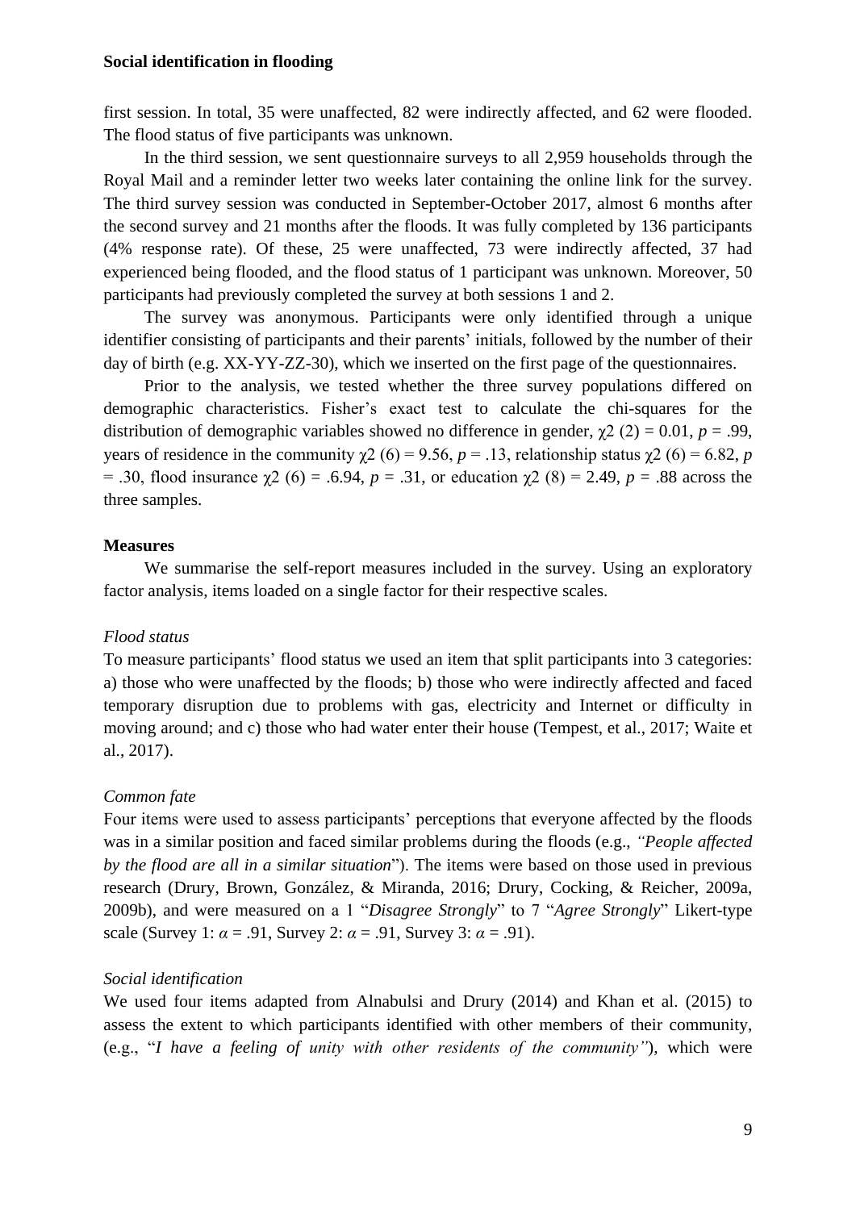first session. In total, 35 were unaffected, 82 were indirectly affected, and 62 were flooded. The flood status of five participants was unknown.

In the third session, we sent questionnaire surveys to all 2,959 households through the Royal Mail and a reminder letter two weeks later containing the online link for the survey. The third survey session was conducted in September-October 2017, almost 6 months after the second survey and 21 months after the floods. It was fully completed by 136 participants (4% response rate). Of these, 25 were unaffected, 73 were indirectly affected, 37 had experienced being flooded, and the flood status of 1 participant was unknown. Moreover, 50 participants had previously completed the survey at both sessions 1 and 2.

The survey was anonymous. Participants were only identified through a unique identifier consisting of participants and their parents' initials, followed by the number of their day of birth (e.g. XX-YY-ZZ-30), which we inserted on the first page of the questionnaires.

Prior to the analysis, we tested whether the three survey populations differed on demographic characteristics. Fisher's exact test to calculate the chi-squares for the distribution of demographic variables showed no difference in gender, $\chi2$ (2) = 0.01, $p$ = .99, years of residence in the community $\chi2$ (6) = 9.56, $p$ = .13, relationship status $\chi2$ (6) = 6.82, $p$ = .30, flood insurance $\chi2$ (6) = .6.94, $p$ = .31, or education $\chi2$ (8) = 2.49, $p$ = .88 across the three samples.

## Measures

We summarise the self-report measures included in the survey. Using an exploratory factor analysis, items loaded on a single factor for their respective scales.

### *Flood status*

To measure participants' flood status we used an item that split participants into 3 categories: a) those who were unaffected by the floods; b) those who were indirectly affected and faced temporary disruption due to problems with gas, electricity and Internet or difficulty in moving around; and c) those who had water enter their house (Tempest, et al., 2017; Waite et al., 2017).

### *Common fate*

Four items were used to assess participants' perceptions that everyone affected by the floods was in a similar position and faced similar problems during the floods (e.g., *"People affected by the flood are all in a similar situation*"). The items were based on those used in previous research (Drury, Brown, González, & Miranda, 2016; Drury, Cocking, & Reicher, 2009a, 2009b), and were measured on a 1 "*Disagree Strongly*" to 7 "*Agree Strongly*" Likert-type scale (Survey 1: $\alpha$ = .91, Survey 2: $\alpha$ = .91, Survey 3: $\alpha$ = .91).

### *Social identification*

We used four items adapted from Alnabulsi and Drury (2014) and Khan et al. (2015) to assess the extent to which participants identified with other members of their community, (e.g., "*I have a feeling of unity with other residents of the community"*), which were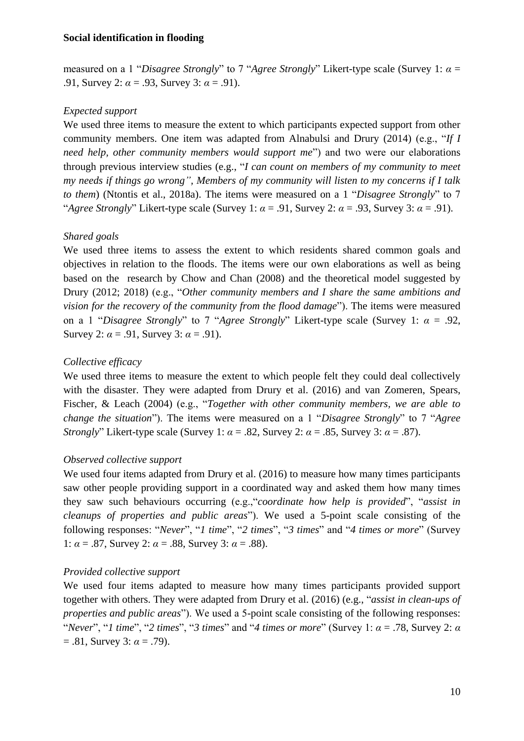measured on a 1 "*Disagree Strongly*" to 7 "*Agree Strongly*" Likert-type scale (Survey 1: $\alpha$ = .91, Survey 2: $\alpha$ = .93, Survey 3: $\alpha$ = .91).

*Expected support*

We used three items to measure the extent to which participants expected support from other community members. One item was adapted from Alnabulsi and Drury (2014) (e.g., "*If I need help, other community members would support me*") and two were our elaborations through previous interview studies (e.g., "*I can count on members of my community to meet my needs if things go wrong", Members of my community will listen to my concerns if I talk to them*) (Ntontis et al., 2018a). The items were measured on a 1 "*Disagree Strongly*" to 7 "*Agree Strongly*" Likert-type scale (Survey 1: $\alpha$ = .91, Survey 2: $\alpha$ = .93, Survey 3: $\alpha$ = .91).

*Shared goals*

We used three items to assess the extent to which residents shared common goals and objectives in relation to the floods. The items were our own elaborations as well as being based on the research by Chow and Chan (2008) and the theoretical model suggested by Drury (2012; 2018) (e.g., "*Other community members and I share the same ambitions and vision for the recovery of the community from the flood damage*"). The items were measured on a 1 "*Disagree Strongly*" to 7 "*Agree Strongly*" Likert-type scale (Survey 1: $\alpha$ = .92, Survey 2: $\alpha$ = .91, Survey 3: $\alpha$ = .91).

*Collective efficacy*

We used three items to measure the extent to which people felt they could deal collectively with the disaster. They were adapted from Drury et al. (2016) and van Zomeren, Spears, Fischer, & Leach (2004) (e.g., "*Together with other community members, we are able to change the situation*"). The items were measured on a 1 "*Disagree Strongly*" to 7 "*Agree Strongly*" Likert-type scale (Survey 1: $\alpha$ = .82, Survey 2: $\alpha$ = .85, Survey 3: $\alpha$ = .87).

*Observed collective support*

We used four items adapted from Drury et al. (2016) to measure how many times participants saw other people providing support in a coordinated way and asked them how many times they saw such behaviours occurring (e.g.,"*coordinate how help is provided*", "*assist in cleanups of properties and public areas*"). We used a 5-point scale consisting of the following responses: "*Never*", "*1 time*", "*2 times*", "*3 times*" and "*4 times or more*" (Survey 1: $\alpha$ = .87, Survey 2: $\alpha$ = .88, Survey 3: $\alpha$ = .88).

*Provided collective support*

We used four items adapted to measure how many times participants provided support together with others. They were adapted from Drury et al. (2016) (e.g., "*assist in clean-ups of properties and public areas*"). We used a 5-point scale consisting of the following responses: "*Never*", "*1 time*", "*2 times*", "*3 times*" and "*4 times or more*" (Survey 1: $\alpha$ = .78, Survey 2: $\alpha$ = .81, Survey 3: $\alpha$ = .79).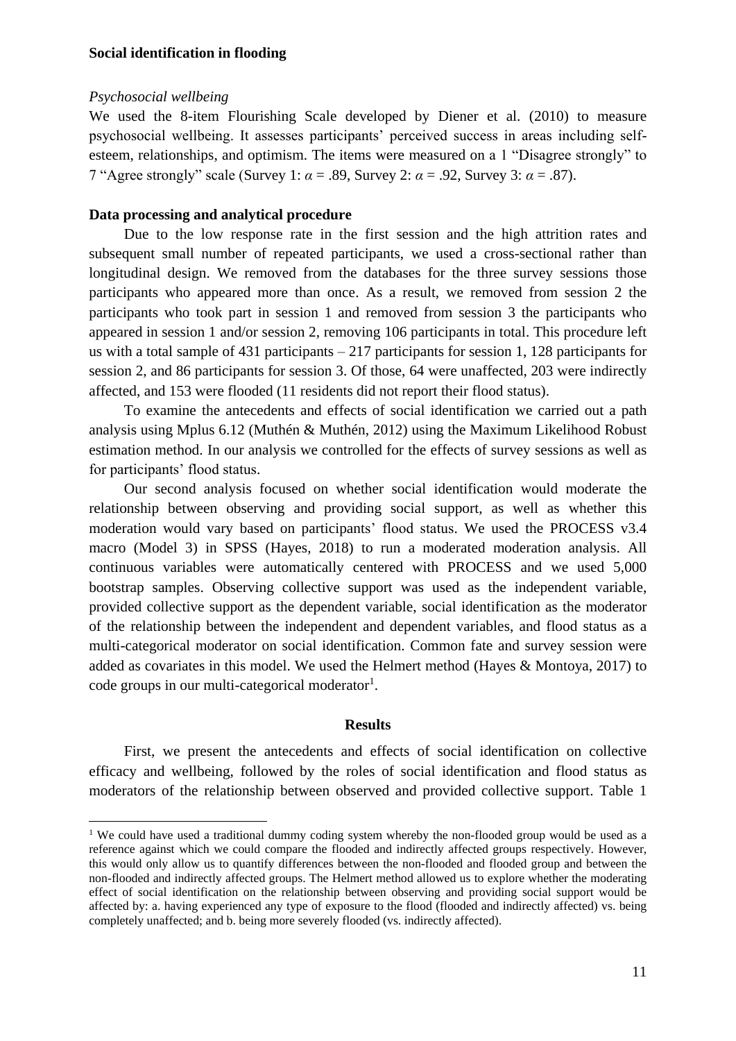*Psychosocial wellbeing*

We used the 8-item Flourishing Scale developed by Diener et al. (2010) to measure psychosocial wellbeing. It assesses participants' perceived success in areas including self-esteem, relationships, and optimism. The items were measured on a 1 "Disagree strongly" to 7 "Agree strongly" scale (Survey 1: $\alpha = .89$, Survey 2: $\alpha = .92$, Survey 3: $\alpha = .87$).

**Data processing and analytical procedure**

Due to the low response rate in the first session and the high attrition rates and subsequent small number of repeated participants, we used a cross-sectional rather than longitudinal design. We removed from the databases for the three survey sessions those participants who appeared more than once. As a result, we removed from session 2 the participants who took part in session 1 and removed from session 3 the participants who appeared in session 1 and/or session 2, removing 106 participants in total. This procedure left us with a total sample of 431 participants – 217 participants for session 1, 128 participants for session 2, and 86 participants for session 3. Of those, 64 were unaffected, 203 were indirectly affected, and 153 were flooded (11 residents did not report their flood status).

To examine the antecedents and effects of social identification we carried out a path analysis using Mplus 6.12 (Muthén & Muthén, 2012) using the Maximum Likelihood Robust estimation method. In our analysis we controlled for the effects of survey sessions as well as for participants' flood status.

Our second analysis focused on whether social identification would moderate the relationship between observing and providing social support, as well as whether this moderation would vary based on participants' flood status. We used the PROCESS v3.4 macro (Model 3) in SPSS (Hayes, 2018) to run a moderated moderation analysis. All continuous variables were automatically centered with PROCESS and we used 5,000 bootstrap samples. Observing collective support was used as the independent variable, provided collective support as the dependent variable, social identification as the moderator of the relationship between the independent and dependent variables, and flood status as a multi-categorical moderator on social identification. Common fate and survey session were added as covariates in this model. We used the Helmert method (Hayes & Montoya, 2017) to code groups in our multi-categorical moderator[1].

## Results

First, we present the antecedents and effects of social identification on collective efficacy and wellbeing, followed by the roles of social identification and flood status as moderators of the relationship between observed and provided collective support. Table 1

[1] We could have used a traditional dummy coding system whereby the non-flooded group would be used as a reference against which we could compare the flooded and indirectly affected groups respectively. However, this would only allow us to quantify differences between the non-flooded and flooded group and between the non-flooded and indirectly affected groups. The Helmert method allowed us to explore whether the moderating effect of social identification on the relationship between observing and providing social support would be affected by: a. having experienced any type of exposure to the flood (flooded and indirectly affected) vs. being completely unaffected; and b. being more severely flooded (vs. indirectly affected).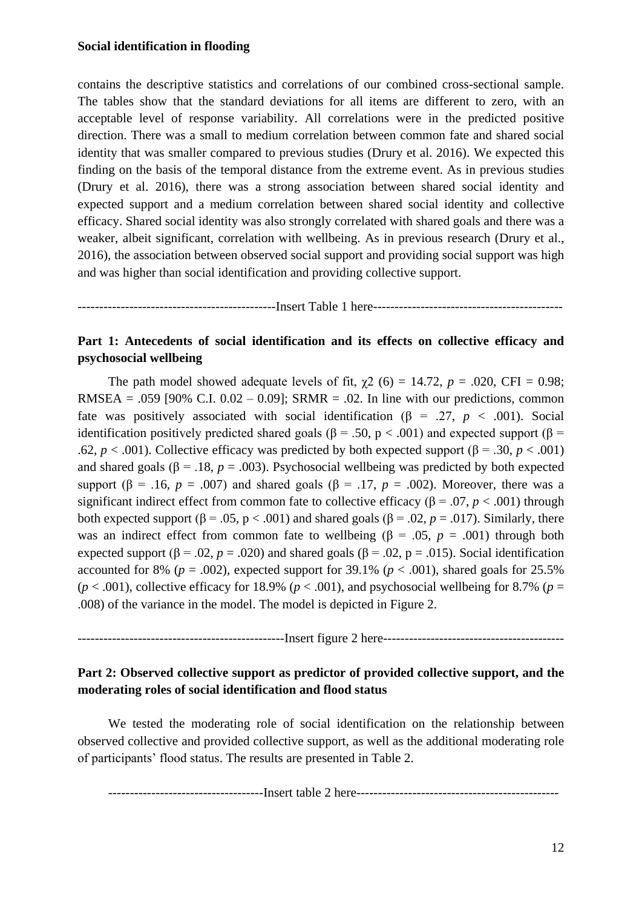contains the descriptive statistics and correlations of our combined cross-sectional sample. The tables show that the standard deviations for all items are different to zero, with an acceptable level of response variability. All correlations were in the predicted positive direction. There was a small to medium correlation between common fate and shared social identity that was smaller compared to previous studies (Drury et al. 2016). We expected this finding on the basis of the temporal distance from the extreme event. As in previous studies (Drury et al. 2016), there was a strong association between shared social identity and expected support and a medium correlation between shared social identity and collective efficacy. Shared social identity was also strongly correlated with shared goals and there was a weaker, albeit significant, correlation with wellbeing. As in previous research (Drury et al., 2016), the association between observed social support and providing social support was high and was higher than social identification and providing collective support.

---------------------------------------------Insert Table 1 here--------------------------------------------

**Part 1: Antecedents of social identification and its effects on collective efficacy and psychosocial wellbeing**

The path model showed adequate levels of fit, $\chi 2$ (6) = 14.72, $p$ = .020, CFI = 0.98; RMSEA = .059 [90% C.I. 0.02 – 0.09]; SRMR = .02. In line with our predictions, common fate was positively associated with social identification ($\beta$ = .27, $p$ < .001). Social identification positively predicted shared goals ($\beta$ = .50, p < .001) and expected support ($\beta$ = .62, $p$ < .001). Collective efficacy was predicted by both expected support ($\beta$ = .30, $p$ < .001) and shared goals ($\beta$ = .18, $p$ = .003). Psychosocial wellbeing was predicted by both expected support ($\beta$ = .16, $p$ = .007) and shared goals ($\beta$ = .17, $p$ = .002). Moreover, there was a significant indirect effect from common fate to collective efficacy ($\beta$ = .07, $p$ < .001) through both expected support ($\beta$ = .05, p < .001) and shared goals ($\beta$ = .02, $p$ = .017). Similarly, there was an indirect effect from common fate to wellbeing ($\beta$ = .05, $p$ = .001) through both expected support ($\beta$ = .02, $p$ = .020) and shared goals ($\beta$ = .02, p = .015). Social identification accounted for 8% ($p$ = .002), expected support for 39.1% ($p$ < .001), shared goals for 25.5% ($p$ < .001), collective efficacy for 18.9% ($p$ < .001), and psychosocial wellbeing for 8.7% ($p$ = .008) of the variance in the model. The model is depicted in Figure 2.

-----------------------------------------------Insert figure 2 here------------------------------------------

**Part 2: Observed collective support as predictor of provided collective support, and the moderating roles of social identification and flood status**

We tested the moderating role of social identification on the relationship between observed collective and provided collective support, as well as the additional moderating role of participants' flood status. The results are presented in Table 2.

-----------------------------------Insert table 2 here----------------------------------------------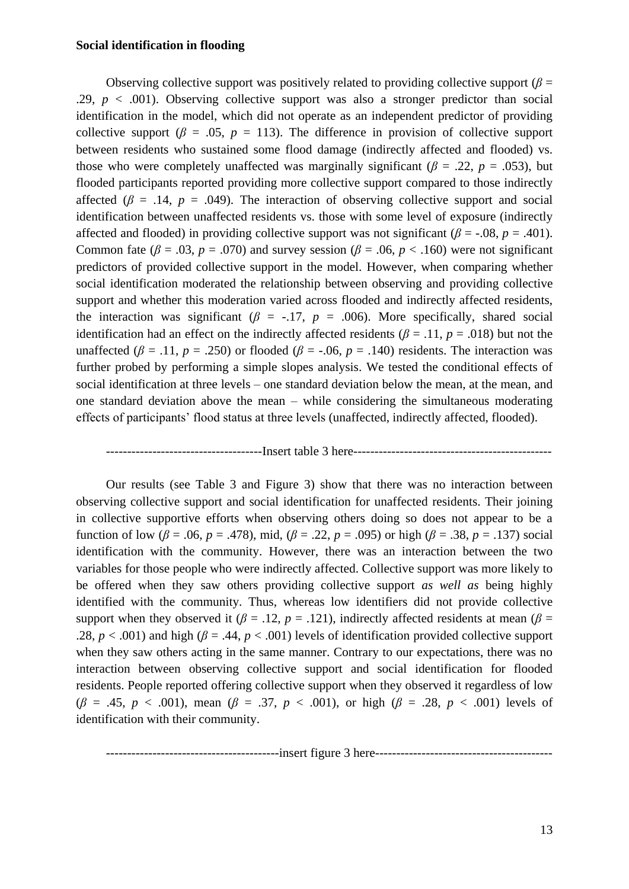**Social identification in flooding**

Observing collective support was positively related to providing collective support ($\beta$ = .29, $p$ < .001). Observing collective support was also a stronger predictor than social identification in the model, which did not operate as an independent predictor of providing collective support ($\beta$ = .05, $p$ = 113). The difference in provision of collective support between residents who sustained some flood damage (indirectly affected and flooded) vs. those who were completely unaffected was marginally significant ($\beta$ = .22, $p$ = .053), but flooded participants reported providing more collective support compared to those indirectly affected ($\beta$ = .14, $p$ = .049). The interaction of observing collective support and social identification between unaffected residents vs. those with some level of exposure (indirectly affected and flooded) in providing collective support was not significant ($\beta$ = -.08, $p$ = .401). Common fate ($\beta$ = .03, $p$ = .070) and survey session ($\beta$ = .06, $p$ < .160) were not significant predictors of provided collective support in the model. However, when comparing whether social identification moderated the relationship between observing and providing collective support and whether this moderation varied across flooded and indirectly affected residents, the interaction was significant ($\beta$ = -.17, $p$ = .006). More specifically, shared social identification had an effect on the indirectly affected residents ($\beta$ = .11, $p$ = .018) but not the unaffected ($\beta$ = .11, $p$ = .250) or flooded ($\beta$ = -.06, $p$ = .140) residents. The interaction was further probed by performing a simple slopes analysis. We tested the conditional effects of social identification at three levels – one standard deviation below the mean, at the mean, and one standard deviation above the mean – while considering the simultaneous moderating effects of participants' flood status at three levels (unaffected, indirectly affected, flooded).

------------------------------------Insert table 3 here----------------------------------------------

Our results (see Table 3 and Figure 3) show that there was no interaction between observing collective support and social identification for unaffected residents. Their joining in collective supportive efforts when observing others doing so does not appear to be a function of low ($\beta$ = .06, $p$ = .478), mid, ($\beta$ = .22, $p$ = .095) or high ($\beta$ = .38, $p$ = .137) social identification with the community. However, there was an interaction between the two variables for those people who were indirectly affected. Collective support was more likely to be offered when they saw others providing collective support *as well as* being highly identified with the community. Thus, whereas low identifiers did not provide collective support when they observed it ($\beta$ = .12, $p$ = .121), indirectly affected residents at mean ($\beta$ = .28, $p$ < .001) and high ($\beta$ = .44, $p$ < .001) levels of identification provided collective support when they saw others acting in the same manner. Contrary to our expectations, there was no interaction between observing collective support and social identification for flooded residents. People reported offering collective support when they observed it regardless of low ($\beta$ = .45, $p$ < .001), mean ($\beta$ = .37, $p$ < .001), or high ($\beta$ = .28, $p$ < .001) levels of identification with their community.

----------------------------------------insert figure 3 here-----------------------------------------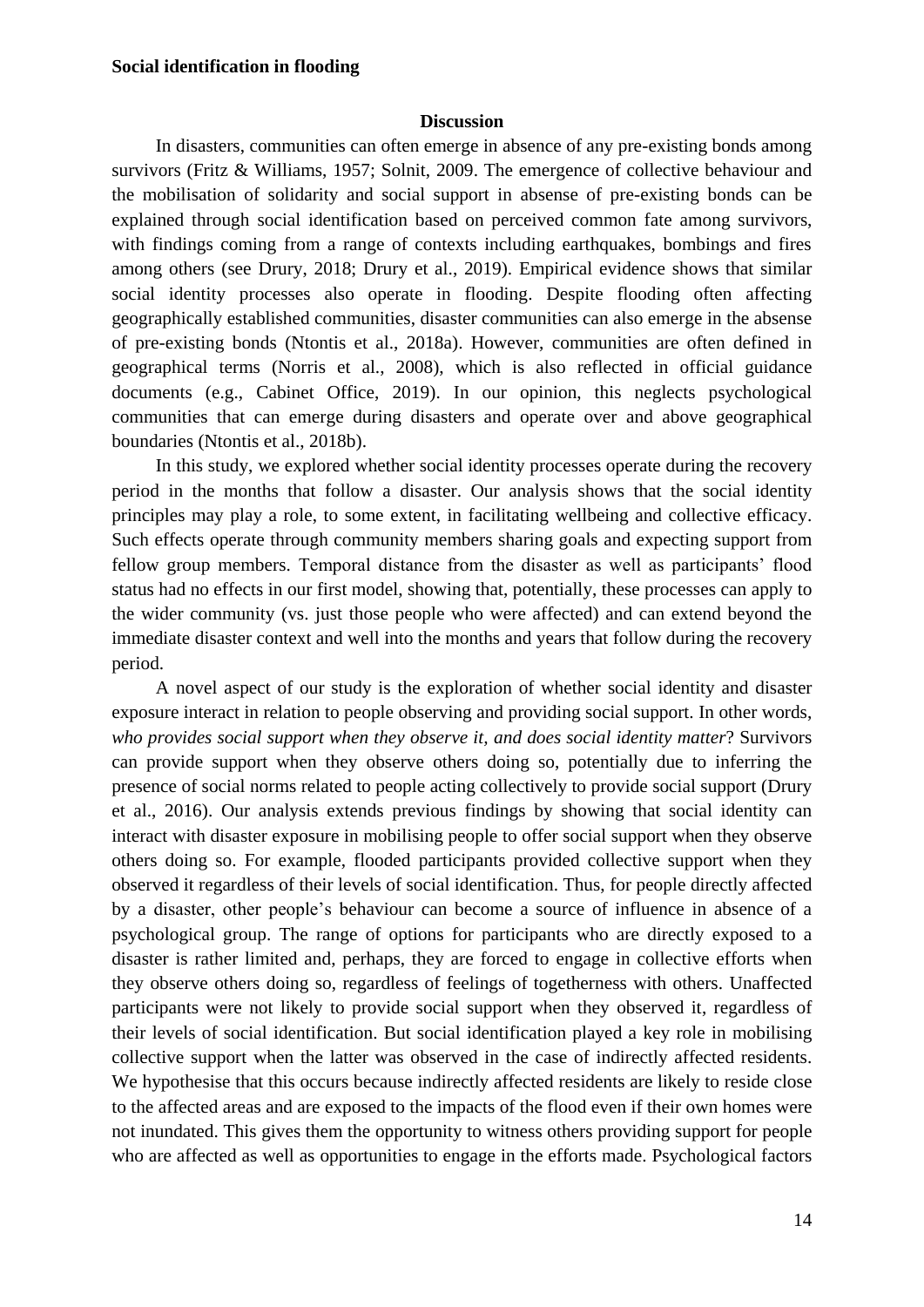## Discussion

In disasters, communities can often emerge in absence of any pre-existing bonds among survivors (Fritz & Williams, 1957; Solnit, 2009. The emergence of collective behaviour and the mobilisation of solidarity and social support in absense of pre-existing bonds can be explained through social identification based on perceived common fate among survivors, with findings coming from a range of contexts including earthquakes, bombings and fires among others (see Drury, 2018; Drury et al., 2019). Empirical evidence shows that similar social identity processes also operate in flooding. Despite flooding often affecting geographically established communities, disaster communities can also emerge in the absense of pre-existing bonds (Ntontis et al., 2018a). However, communities are often defined in geographical terms (Norris et al., 2008), which is also reflected in official guidance documents (e.g., Cabinet Office, 2019). In our opinion, this neglects psychological communities that can emerge during disasters and operate over and above geographical boundaries (Ntontis et al., 2018b).

In this study, we explored whether social identity processes operate during the recovery period in the months that follow a disaster. Our analysis shows that the social identity principles may play a role, to some extent, in facilitating wellbeing and collective efficacy. Such effects operate through community members sharing goals and expecting support from fellow group members. Temporal distance from the disaster as well as participants' flood status had no effects in our first model, showing that, potentially, these processes can apply to the wider community (vs. just those people who were affected) and can extend beyond the immediate disaster context and well into the months and years that follow during the recovery period.

A novel aspect of our study is the exploration of whether social identity and disaster exposure interact in relation to people observing and providing social support. In other words, *who provides social support when they observe it, and does social identity matter*? Survivors can provide support when they observe others doing so, potentially due to inferring the presence of social norms related to people acting collectively to provide social support (Drury et al., 2016). Our analysis extends previous findings by showing that social identity can interact with disaster exposure in mobilising people to offer social support when they observe others doing so. For example, flooded participants provided collective support when they observed it regardless of their levels of social identification. Thus, for people directly affected by a disaster, other people's behaviour can become a source of influence in absence of a psychological group. The range of options for participants who are directly exposed to a disaster is rather limited and, perhaps, they are forced to engage in collective efforts when they observe others doing so, regardless of feelings of togetherness with others. Unaffected participants were not likely to provide social support when they observed it, regardless of their levels of social identification. But social identification played a key role in mobilising collective support when the latter was observed in the case of indirectly affected residents. We hypothesise that this occurs because indirectly affected residents are likely to reside close to the affected areas and are exposed to the impacts of the flood even if their own homes were not inundated. This gives them the opportunity to witness others providing support for people who are affected as well as opportunities to engage in the efforts made. Psychological factors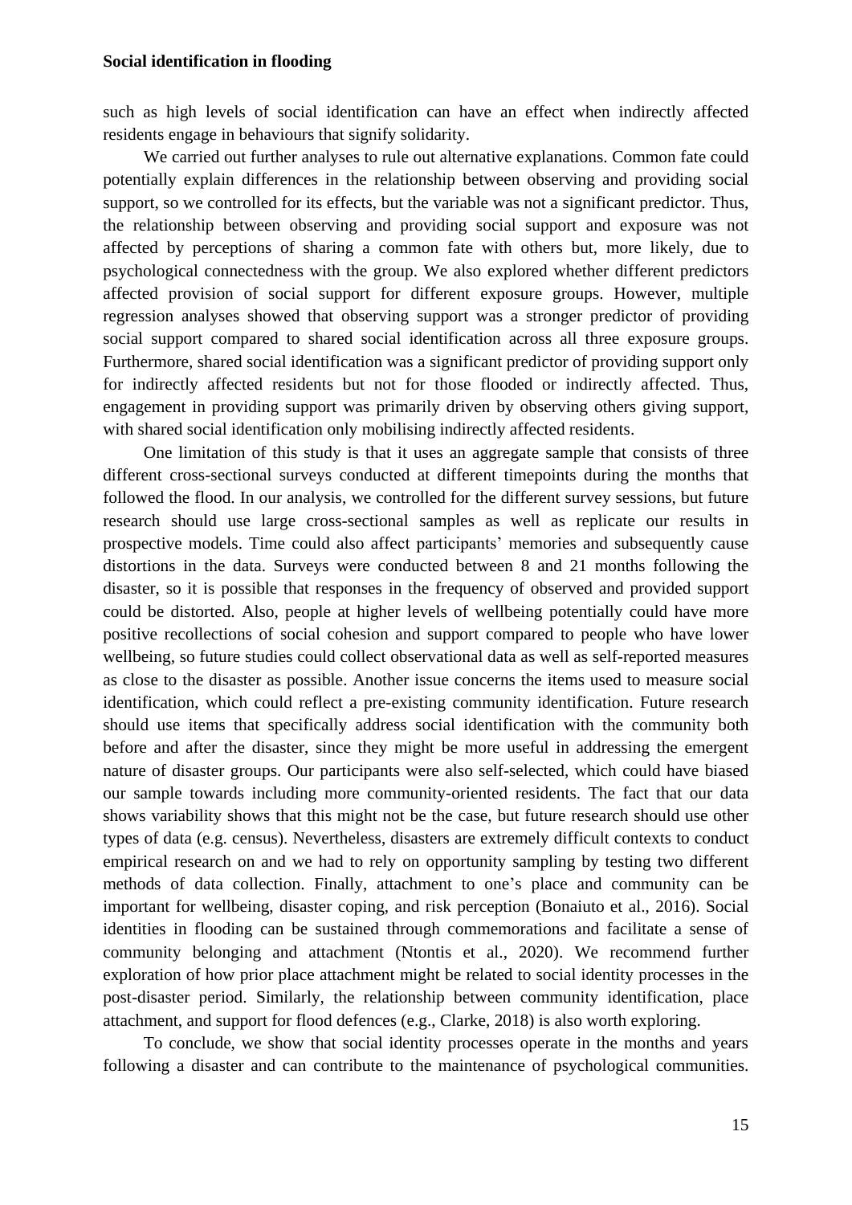such as high levels of social identification can have an effect when indirectly affected residents engage in behaviours that signify solidarity.

We carried out further analyses to rule out alternative explanations. Common fate could potentially explain differences in the relationship between observing and providing social support, so we controlled for its effects, but the variable was not a significant predictor. Thus, the relationship between observing and providing social support and exposure was not affected by perceptions of sharing a common fate with others but, more likely, due to psychological connectedness with the group. We also explored whether different predictors affected provision of social support for different exposure groups. However, multiple regression analyses showed that observing support was a stronger predictor of providing social support compared to shared social identification across all three exposure groups. Furthermore, shared social identification was a significant predictor of providing support only for indirectly affected residents but not for those flooded or indirectly affected. Thus, engagement in providing support was primarily driven by observing others giving support, with shared social identification only mobilising indirectly affected residents.

One limitation of this study is that it uses an aggregate sample that consists of three different cross-sectional surveys conducted at different timepoints during the months that followed the flood. In our analysis, we controlled for the different survey sessions, but future research should use large cross-sectional samples as well as replicate our results in prospective models. Time could also affect participants' memories and subsequently cause distortions in the data. Surveys were conducted between 8 and 21 months following the disaster, so it is possible that responses in the frequency of observed and provided support could be distorted. Also, people at higher levels of wellbeing potentially could have more positive recollections of social cohesion and support compared to people who have lower wellbeing, so future studies could collect observational data as well as self-reported measures as close to the disaster as possible. Another issue concerns the items used to measure social identification, which could reflect a pre-existing community identification. Future research should use items that specifically address social identification with the community both before and after the disaster, since they might be more useful in addressing the emergent nature of disaster groups. Our participants were also self-selected, which could have biased our sample towards including more community-oriented residents. The fact that our data shows variability shows that this might not be the case, but future research should use other types of data (e.g. census). Nevertheless, disasters are extremely difficult contexts to conduct empirical research on and we had to rely on opportunity sampling by testing two different methods of data collection. Finally, attachment to one's place and community can be important for wellbeing, disaster coping, and risk perception (Bonaiuto et al., 2016). Social identities in flooding can be sustained through commemorations and facilitate a sense of community belonging and attachment (Ntontis et al., 2020). We recommend further exploration of how prior place attachment might be related to social identity processes in the post-disaster period. Similarly, the relationship between community identification, place attachment, and support for flood defences (e.g., Clarke, 2018) is also worth exploring.

To conclude, we show that social identity processes operate in the months and years following a disaster and can contribute to the maintenance of psychological communities.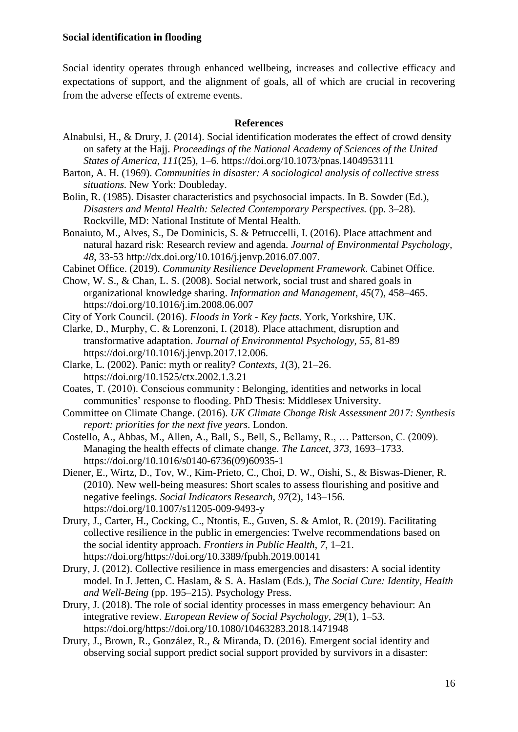**Social identification in flooding**

Social identity operates through enhanced wellbeing, increases and collective efficacy and expectations of support, and the alignment of goals, all of which are crucial in recovering from the adverse effects of extreme events.

## References

Alnabulsi, H., & Drury, J. (2014). Social identification moderates the effect of crowd density on safety at the Hajj. *Proceedings of the National Academy of Sciences of the United States of America*, *111*(25), 1–6. https://doi.org/10.1073/pnas.1404953111

Barton, A. H. (1969). *Communities in disaster: A sociological analysis of collective stress situations.* New York: Doubleday.

Bolin, R. (1985). Disaster characteristics and psychosocial impacts. In B. Sowder (Ed.), *Disasters and Mental Health: Selected Contemporary Perspectives.* (pp. 3–28). Rockville, MD: National Institute of Mental Health.

Bonaiuto, M., Alves, S., De Dominicis, S. & Petruccelli, I. (2016). Place attachment and natural hazard risk: Research review and agenda. *Journal of Environmental Psychology*, *48*, 33-53 http://dx.doi.org/10.1016/j.jenvp.2016.07.007.

Cabinet Office. (2019). *Community Resilience Development Framework*. Cabinet Office.

Chow, W. S., & Chan, L. S. (2008). Social network, social trust and shared goals in organizational knowledge sharing. *Information and Management*, *45*(7), 458–465. https://doi.org/10.1016/j.im.2008.06.007

City of York Council. (2016). *Floods in York - Key facts*. York, Yorkshire, UK.

Clarke, D., Murphy, C. & Lorenzoni, I. (2018). Place attachment, disruption and transformative adaptation. *Journal of Environmental Psychology*, *55*, 81-89 https://doi.org/10.1016/j.jenvp.2017.12.006.

Clarke, L. (2002). Panic: myth or reality? *Contexts*, *1*(3), 21–26. https://doi.org/10.1525/ctx.2002.1.3.21

Coates, T. (2010). Conscious community : Belonging, identities and networks in local communities' response to flooding. PhD Thesis: Middlesex University.

Committee on Climate Change. (2016). *UK Climate Change Risk Assessment 2017: Synthesis report: priorities for the next five years*. London.

Costello, A., Abbas, M., Allen, A., Ball, S., Bell, S., Bellamy, R., … Patterson, C. (2009). Managing the health effects of climate change. *The Lancet*, *373*, 1693–1733. https://doi.org/10.1016/s0140-6736(09)60935-1

Diener, E., Wirtz, D., Tov, W., Kim-Prieto, C., Choi, D. W., Oishi, S., & Biswas-Diener, R. (2010). New well-being measures: Short scales to assess flourishing and positive and negative feelings. *Social Indicators Research*, *97*(2), 143–156. https://doi.org/10.1007/s11205-009-9493-y

Drury, J., Carter, H., Cocking, C., Ntontis, E., Guven, S. & Amlot, R. (2019). Facilitating collective resilience in the public in emergencies: Twelve recommendations based on the social identity approach. *Frontiers in Public Health*, *7*, 1–21. https://doi.org/https://doi.org/10.3389/fpubh.2019.00141

Drury, J. (2012). Collective resilience in mass emergencies and disasters: A social identity model. In J. Jetten, C. Haslam, & S. A. Haslam (Eds.), *The Social Cure: Identity, Health and Well-Being* (pp. 195–215). Psychology Press.

Drury, J. (2018). The role of social identity processes in mass emergency behaviour: An integrative review. *European Review of Social Psychology*, *29*(1), 1–53. https://doi.org/https://doi.org/10.1080/10463283.2018.1471948

Drury, J., Brown, R., González, R., & Miranda, D. (2016). Emergent social identity and observing social support predict social support provided by survivors in a disaster: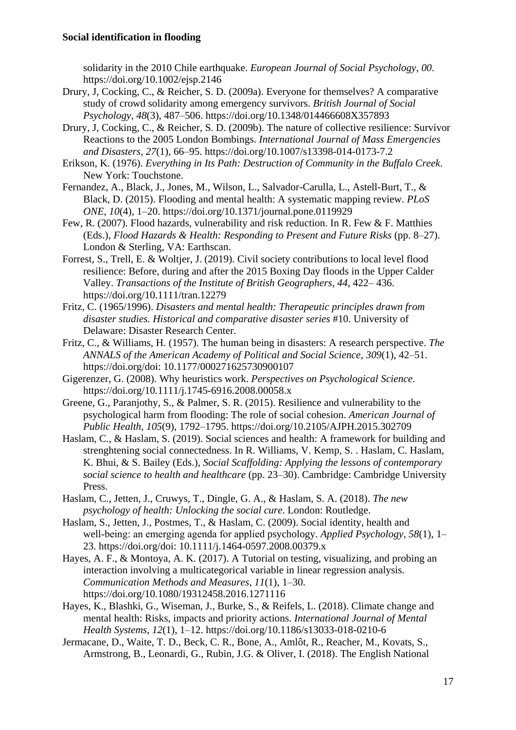solidarity in the 2010 Chile earthquake. *European Journal of Social Psychology*, *00*. https://doi.org/10.1002/ejsp.2146

Drury, J, Cocking, C., & Reicher, S. D. (2009a). Everyone for themselves? A comparative study of crowd solidarity among emergency survivors. *British Journal of Social Psychology*, *48*(3), 487–506. https://doi.org/10.1348/014466608X357893

Drury, J, Cocking, C., & Reicher, S. D. (2009b). The nature of collective resilience: Survivor Reactions to the 2005 London Bombings. *International Journal of Mass Emergencies and Disasters*, *27*(1), 66–95. https://doi.org/10.1007/s13398-014-0173-7.2

Erikson, K. (1976). *Everything in Its Path: Destruction of Community in the Buffalo Creek*. New York: Touchstone.

Fernandez, A., Black, J., Jones, M., Wilson, L., Salvador-Carulla, L., Astell-Burt, T., & Black, D. (2015). Flooding and mental health: A systematic mapping review. *PLoS ONE*, *10*(4), 1–20. https://doi.org/10.1371/journal.pone.0119929

Few, R. (2007). Flood hazards, vulnerability and risk reduction. In R. Few & F. Matthies (Eds.), *Flood Hazards & Health: Responding to Present and Future Risks* (pp. 8–27). London & Sterling, VA: Earthscan.

Forrest, S., Trell, E. & Woltjer, J. (2019). Civil society contributions to local level flood resilience: Before, during and after the 2015 Boxing Day floods in the Upper Calder Valley. *Transactions of the Institute of British Geographers*, *44*, 422– 436. https://doi.org/10.1111/tran.12279

Fritz, C. (1965/1996). *Disasters and mental health: Therapeutic principles drawn from disaster studies. Historical and comparative disaster series* #10. University of Delaware: Disaster Research Center.

Fritz, C., & Williams, H. (1957). The human being in disasters: A research perspective. *The ANNALS of the American Academy of Political and Social Science*, *309*(1), 42–51. https://doi.org/doi: 10.1177/000271625730900107

Gigerenzer, G. (2008). Why heuristics work. *Perspectives on Psychological Science*. https://doi.org/10.1111/j.1745-6916.2008.00058.x

Greene, G., Paranjothy, S., & Palmer, S. R. (2015). Resilience and vulnerability to the psychological harm from flooding: The role of social cohesion. *American Journal of Public Health*, *105*(9), 1792–1795. https://doi.org/10.2105/AJPH.2015.302709

Haslam, C., & Haslam, S. (2019). Social sciences and health: A framework for building and strenghtening social connectedness. In R. Williams, V. Kemp, S. . Haslam, C. Haslam, K. Bhui, & S. Bailey (Eds.), *Social Scaffolding: Applying the lessons of contemporary social science to health and healthcare* (pp. 23–30). Cambridge: Cambridge University Press.

Haslam, C., Jetten, J., Cruwys, T., Dingle, G. A., & Haslam, S. A. (2018). *The new psychology of health: Unlocking the social cure*. London: Routledge.

Haslam, S., Jetten, J., Postmes, T., & Haslam, C. (2009). Social identity, health and well-being: an emerging agenda for applied psychology. *Applied Psychology*, *58*(1), 1–23. https://doi.org/doi: 10.1111/j.1464-0597.2008.00379.x

Hayes, A. F., & Montoya, A. K. (2017). A Tutorial on testing, visualizing, and probing an interaction involving a multicategorical variable in linear regression analysis. *Communication Methods and Measures*, *11*(1), 1–30. https://doi.org/10.1080/19312458.2016.1271116

Hayes, K., Blashki, G., Wiseman, J., Burke, S., & Reifels, L. (2018). Climate change and mental health: Risks, impacts and priority actions. *International Journal of Mental Health Systems*, *12*(1), 1–12. https://doi.org/10.1186/s13033-018-0210-6

Jermacane, D., Waite, T. D., Beck, C. R., Bone, A., Amlôt, R., Reacher, M., Kovats, S., Armstrong, B., Leonardi, G., Rubin, J.G. & Oliver, I. (2018). The English National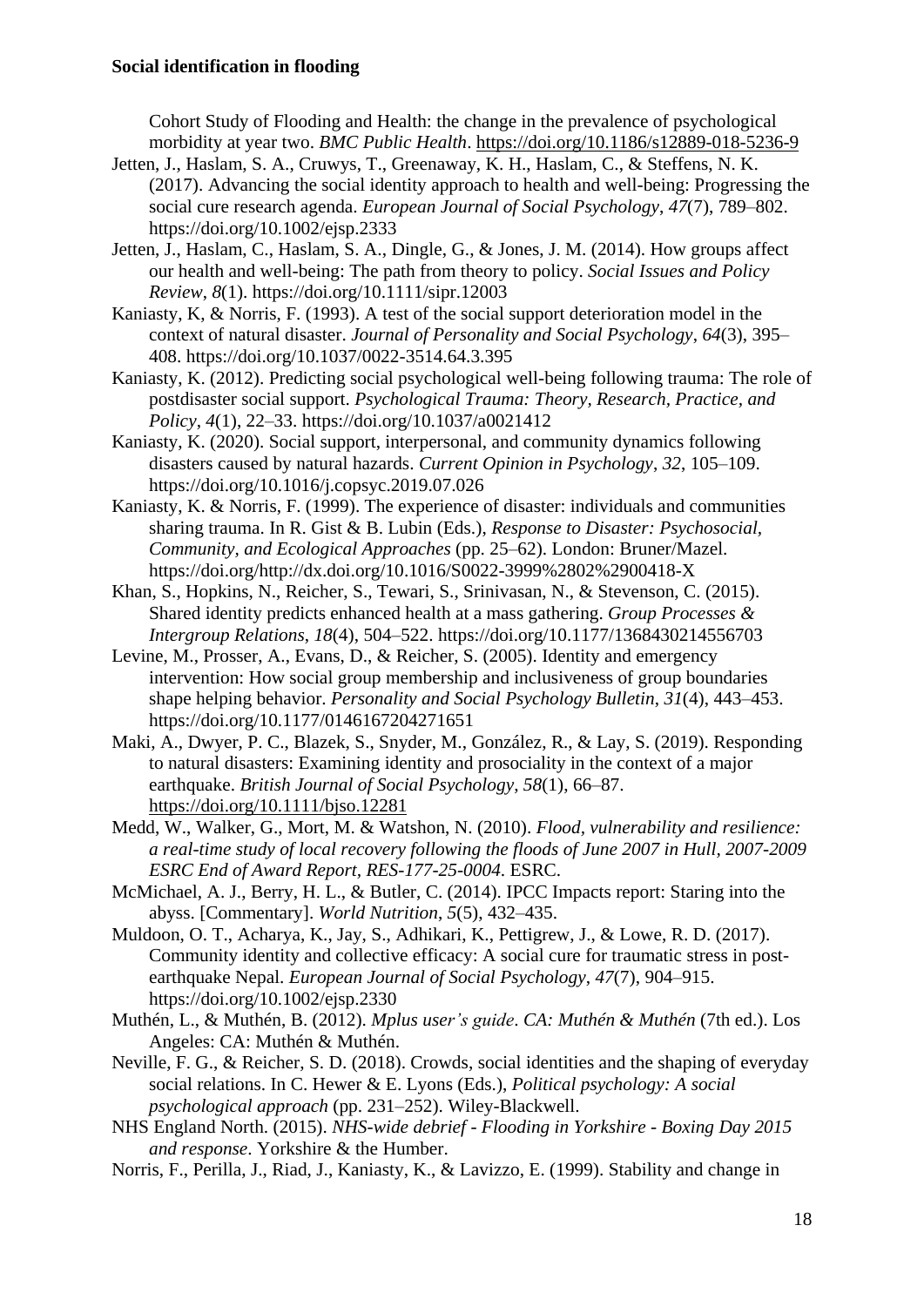Cohort Study of Flooding and Health: the change in the prevalence of psychological morbidity at year two. *BMC Public Health*. https://doi.org/10.1186/s12889-018-5236-9

Jetten, J., Haslam, S. A., Cruwys, T., Greenaway, K. H., Haslam, C., & Steffens, N. K. (2017). Advancing the social identity approach to health and well-being: Progressing the social cure research agenda. *European Journal of Social Psychology*, *47*(7), 789–802. https://doi.org/10.1002/ejsp.2333

Jetten, J., Haslam, C., Haslam, S. A., Dingle, G., & Jones, J. M. (2014). How groups affect our health and well-being: The path from theory to policy. *Social Issues and Policy Review*, *8*(1). https://doi.org/10.1111/sipr.12003

Kaniasty, K, & Norris, F. (1993). A test of the social support deterioration model in the context of natural disaster. *Journal of Personality and Social Psychology*, *64*(3), 395–408. https://doi.org/10.1037/0022-3514.64.3.395

Kaniasty, K. (2012). Predicting social psychological well-being following trauma: The role of postdisaster social support. *Psychological Trauma: Theory, Research, Practice, and Policy*, *4*(1), 22–33. https://doi.org/10.1037/a0021412

Kaniasty, K. (2020). Social support, interpersonal, and community dynamics following disasters caused by natural hazards. *Current Opinion in Psychology*, *32*, 105–109. https://doi.org/10.1016/j.copsyc.2019.07.026

Kaniasty, K. & Norris, F. (1999). The experience of disaster: individuals and communities sharing trauma. In R. Gist & B. Lubin (Eds.), *Response to Disaster: Psychosocial, Community, and Ecological Approaches* (pp. 25–62). London: Bruner/Mazel. https://doi.org/http://dx.doi.org/10.1016/S0022-3999%2802%2900418-X

Khan, S., Hopkins, N., Reicher, S., Tewari, S., Srinivasan, N., & Stevenson, C. (2015). Shared identity predicts enhanced health at a mass gathering. *Group Processes & Intergroup Relations*, *18*(4), 504–522. https://doi.org/10.1177/1368430214556703

Levine, M., Prosser, A., Evans, D., & Reicher, S. (2005). Identity and emergency intervention: How social group membership and inclusiveness of group boundaries shape helping behavior. *Personality and Social Psychology Bulletin*, *31*(4), 443–453. https://doi.org/10.1177/0146167204271651

Maki, A., Dwyer, P. C., Blazek, S., Snyder, M., González, R., & Lay, S. (2019). Responding to natural disasters: Examining identity and prosociality in the context of a major earthquake. *British Journal of Social Psychology*, *58*(1), 66–87. https://doi.org/10.1111/bjso.12281

Medd, W., Walker, G., Mort, M. & Watshon, N. (2010). *Flood, vulnerability and resilience: a real-time study of local recovery following the floods of June 2007 in Hull, 2007-2009 ESRC End of Award Report, RES-177-25-0004*. ESRC.

McMichael, A. J., Berry, H. L., & Butler, C. (2014). IPCC Impacts report: Staring into the abyss. [Commentary]. *World Nutrition*, *5*(5), 432–435.

Muldoon, O. T., Acharya, K., Jay, S., Adhikari, K., Pettigrew, J., & Lowe, R. D. (2017). Community identity and collective efficacy: A social cure for traumatic stress in post-earthquake Nepal. *European Journal of Social Psychology*, *47*(7), 904–915. https://doi.org/10.1002/ejsp.2330

Muthén, L., & Muthén, B. (2012). *Mplus user's guide. CA: Muthén & Muthén* (7th ed.). Los Angeles: CA: Muthén & Muthén.

Neville, F. G., & Reicher, S. D. (2018). Crowds, social identities and the shaping of everyday social relations. In C. Hewer & E. Lyons (Eds.), *Political psychology: A social psychological approach* (pp. 231–252). Wiley-Blackwell.

NHS England North. (2015). *NHS-wide debrief - Flooding in Yorkshire - Boxing Day 2015 and response*. Yorkshire & the Humber.

Norris, F., Perilla, J., Riad, J., Kaniasty, K., & Lavizzo, E. (1999). Stability and change in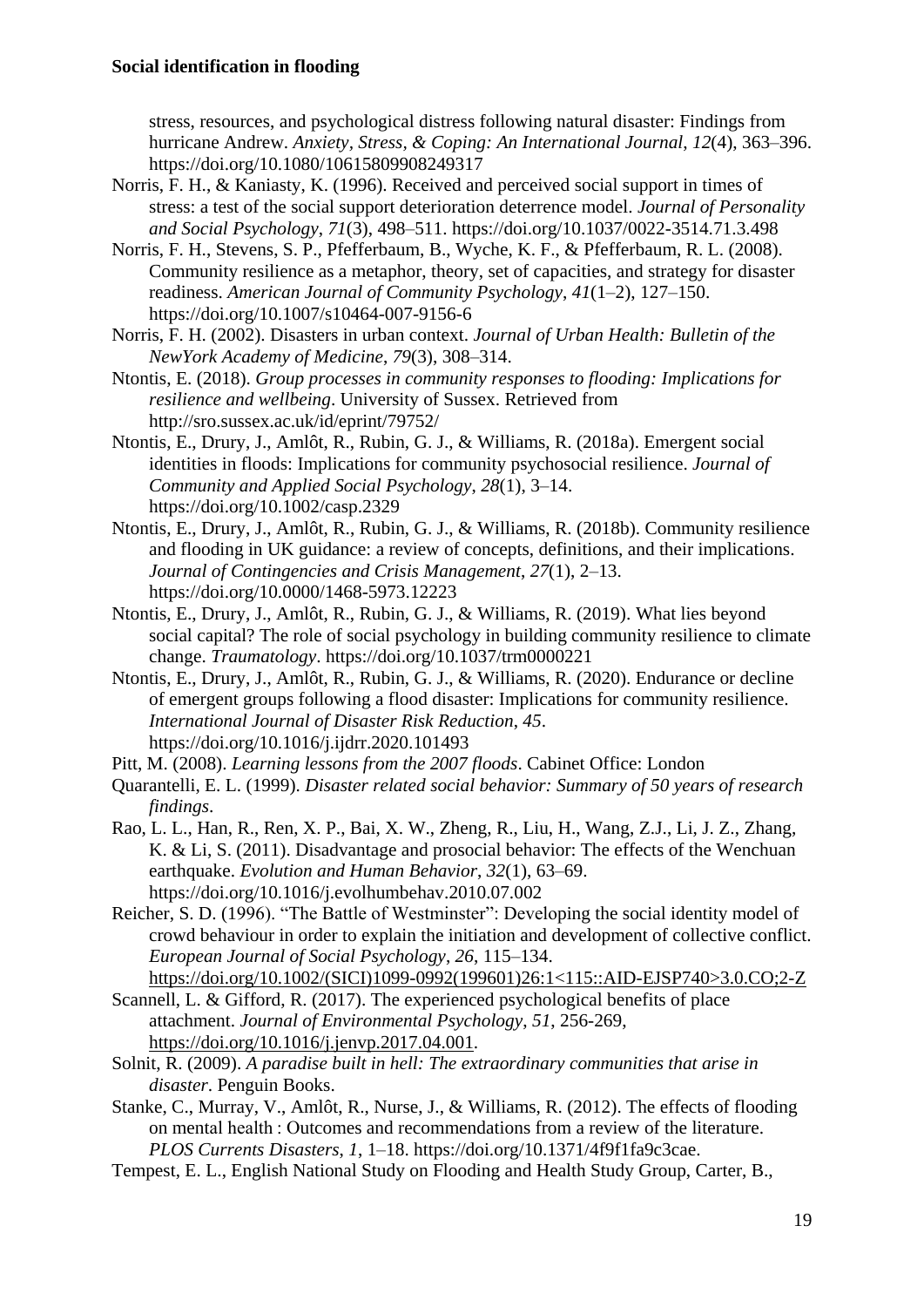stress, resources, and psychological distress following natural disaster: Findings from hurricane Andrew. *Anxiety, Stress, & Coping: An International Journal*, *12*(4), 363–396. https://doi.org/10.1080/10615809908249317

Norris, F. H., & Kaniasty, K. (1996). Received and perceived social support in times of stress: a test of the social support deterioration deterrence model. *Journal of Personality and Social Psychology*, *71*(3), 498–511. https://doi.org/10.1037/0022-3514.71.3.498

Norris, F. H., Stevens, S. P., Pfefferbaum, B., Wyche, K. F., & Pfefferbaum, R. L. (2008). Community resilience as a metaphor, theory, set of capacities, and strategy for disaster readiness. *American Journal of Community Psychology*, *41*(1–2), 127–150. https://doi.org/10.1007/s10464-007-9156-6

Norris, F. H. (2002). Disasters in urban context. *Journal of Urban Health: Bulletin of the NewYork Academy of Medicine*, *79*(3), 308–314.

Ntontis, E. (2018). *Group processes in community responses to flooding: Implications for resilience and wellbeing*. University of Sussex. Retrieved from http://sro.sussex.ac.uk/id/eprint/79752/

Ntontis, E., Drury, J., Amlôt, R., Rubin, G. J., & Williams, R. (2018a). Emergent social identities in floods: Implications for community psychosocial resilience. *Journal of Community and Applied Social Psychology*, *28*(1), 3–14. https://doi.org/10.1002/casp.2329

Ntontis, E., Drury, J., Amlôt, R., Rubin, G. J., & Williams, R. (2018b). Community resilience and flooding in UK guidance: a review of concepts, definitions, and their implications. *Journal of Contingencies and Crisis Management*, *27*(1), 2–13. https://doi.org/10.0000/1468-5973.12223

Ntontis, E., Drury, J., Amlôt, R., Rubin, G. J., & Williams, R. (2019). What lies beyond social capital? The role of social psychology in building community resilience to climate change. *Traumatology*. https://doi.org/10.1037/trm0000221

Ntontis, E., Drury, J., Amlôt, R., Rubin, G. J., & Williams, R. (2020). Endurance or decline of emergent groups following a flood disaster: Implications for community resilience. *International Journal of Disaster Risk Reduction*, *45*. https://doi.org/10.1016/j.ijdrr.2020.101493

Pitt, M. (2008). *Learning lessons from the 2007 floods*. Cabinet Office: London

Quarantelli, E. L. (1999). *Disaster related social behavior: Summary of 50 years of research findings*.

Rao, L. L., Han, R., Ren, X. P., Bai, X. W., Zheng, R., Liu, H., Wang, Z.J., Li, J. Z., Zhang, K. & Li, S. (2011). Disadvantage and prosocial behavior: The effects of the Wenchuan earthquake. *Evolution and Human Behavior*, *32*(1), 63–69. https://doi.org/10.1016/j.evolhumbehav.2010.07.002

Reicher, S. D. (1996). "The Battle of Westminster": Developing the social identity model of crowd behaviour in order to explain the initiation and development of collective conflict. *European Journal of Social Psychology*, *26*, 115–134. https://doi.org/10.1002/(SICI)1099-0992(199601)26:1<115::AID-EJSP740>3.0.CO;2-Z

Scannell, L. & Gifford, R. (2017). The experienced psychological benefits of place attachment. *Journal of Environmental Psychology*, *51*, 256-269, https://doi.org/10.1016/j.jenvp.2017.04.001.

Solnit, R. (2009). *A paradise built in hell: The extraordinary communities that arise in disaster*. Penguin Books.

Stanke, C., Murray, V., Amlôt, R., Nurse, J., & Williams, R. (2012). The effects of flooding on mental health : Outcomes and recommendations from a review of the literature. *PLOS Currents Disasters*, *1*, 1–18. https://doi.org/10.1371/4f9f1fa9c3cae.

Tempest, E. L., English National Study on Flooding and Health Study Group, Carter, B.,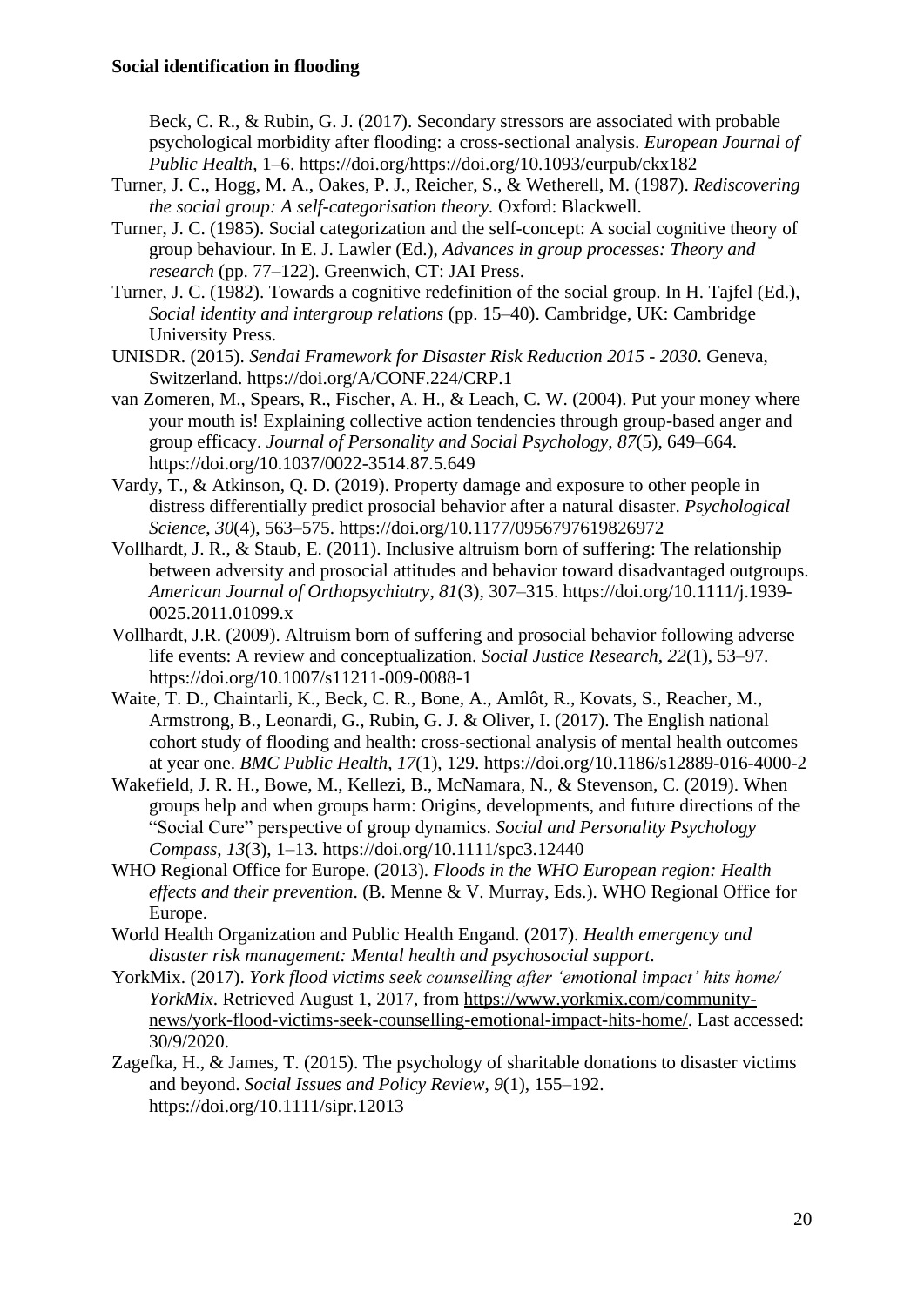Beck, C. R., & Rubin, G. J. (2017). Secondary stressors are associated with probable psychological morbidity after flooding: a cross-sectional analysis. *European Journal of Public Health*, 1–6. https://doi.org/https://doi.org/10.1093/eurpub/ckx182

Turner, J. C., Hogg, M. A., Oakes, P. J., Reicher, S., & Wetherell, M. (1987). *Rediscovering the social group: A self-categorisation theory.* Oxford: Blackwell.

Turner, J. C. (1985). Social categorization and the self-concept: A social cognitive theory of group behaviour. In E. J. Lawler (Ed.), *Advances in group processes: Theory and research* (pp. 77–122). Greenwich, CT: JAI Press.

Turner, J. C. (1982). Towards a cognitive redefinition of the social group. In H. Tajfel (Ed.), *Social identity and intergroup relations* (pp. 15–40). Cambridge, UK: Cambridge University Press.

UNISDR. (2015). *Sendai Framework for Disaster Risk Reduction 2015 - 2030*. Geneva, Switzerland. https://doi.org/A/CONF.224/CRP.1

van Zomeren, M., Spears, R., Fischer, A. H., & Leach, C. W. (2004). Put your money where your mouth is! Explaining collective action tendencies through group-based anger and group efficacy. *Journal of Personality and Social Psychology*, *87*(5), 649–664. https://doi.org/10.1037/0022-3514.87.5.649

Vardy, T., & Atkinson, Q. D. (2019). Property damage and exposure to other people in distress differentially predict prosocial behavior after a natural disaster. *Psychological Science*, *30*(4), 563–575. https://doi.org/10.1177/0956797619826972

Vollhardt, J. R., & Staub, E. (2011). Inclusive altruism born of suffering: The relationship between adversity and prosocial attitudes and behavior toward disadvantaged outgroups. *American Journal of Orthopsychiatry*, *81*(3), 307–315. https://doi.org/10.1111/j.1939-0025.2011.01099.x

Vollhardt, J.R. (2009). Altruism born of suffering and prosocial behavior following adverse life events: A review and conceptualization. *Social Justice Research*, *22*(1), 53–97. https://doi.org/10.1007/s11211-009-0088-1

Waite, T. D., Chaintarli, K., Beck, C. R., Bone, A., Amlôt, R., Kovats, S., Reacher, M., Armstrong, B., Leonardi, G., Rubin, G. J. & Oliver, I. (2017). The English national cohort study of flooding and health: cross-sectional analysis of mental health outcomes at year one. *BMC Public Health*, *17*(1), 129. https://doi.org/10.1186/s12889-016-4000-2

Wakefield, J. R. H., Bowe, M., Kellezi, B., McNamara, N., & Stevenson, C. (2019). When groups help and when groups harm: Origins, developments, and future directions of the "Social Cure" perspective of group dynamics. *Social and Personality Psychology Compass*, *13*(3), 1–13. https://doi.org/10.1111/spc3.12440

WHO Regional Office for Europe. (2013). *Floods in the WHO European region: Health effects and their prevention*. (B. Menne & V. Murray, Eds.). WHO Regional Office for Europe.

World Health Organization and Public Health Engand. (2017). *Health emergency and disaster risk management: Mental health and psychosocial support*.

YorkMix. (2017). *York flood victims seek counselling after 'emotional impact' hits home/ YorkMix*. Retrieved August 1, 2017, from https://www.yorkmix.com/community-news/york-flood-victims-seek-counselling-emotional-impact-hits-home/. Last accessed: 30/9/2020.

Zagefka, H., & James, T. (2015). The psychology of sharitable donations to disaster victims and beyond. *Social Issues and Policy Review*, *9*(1), 155–192. https://doi.org/10.1111/sipr.12013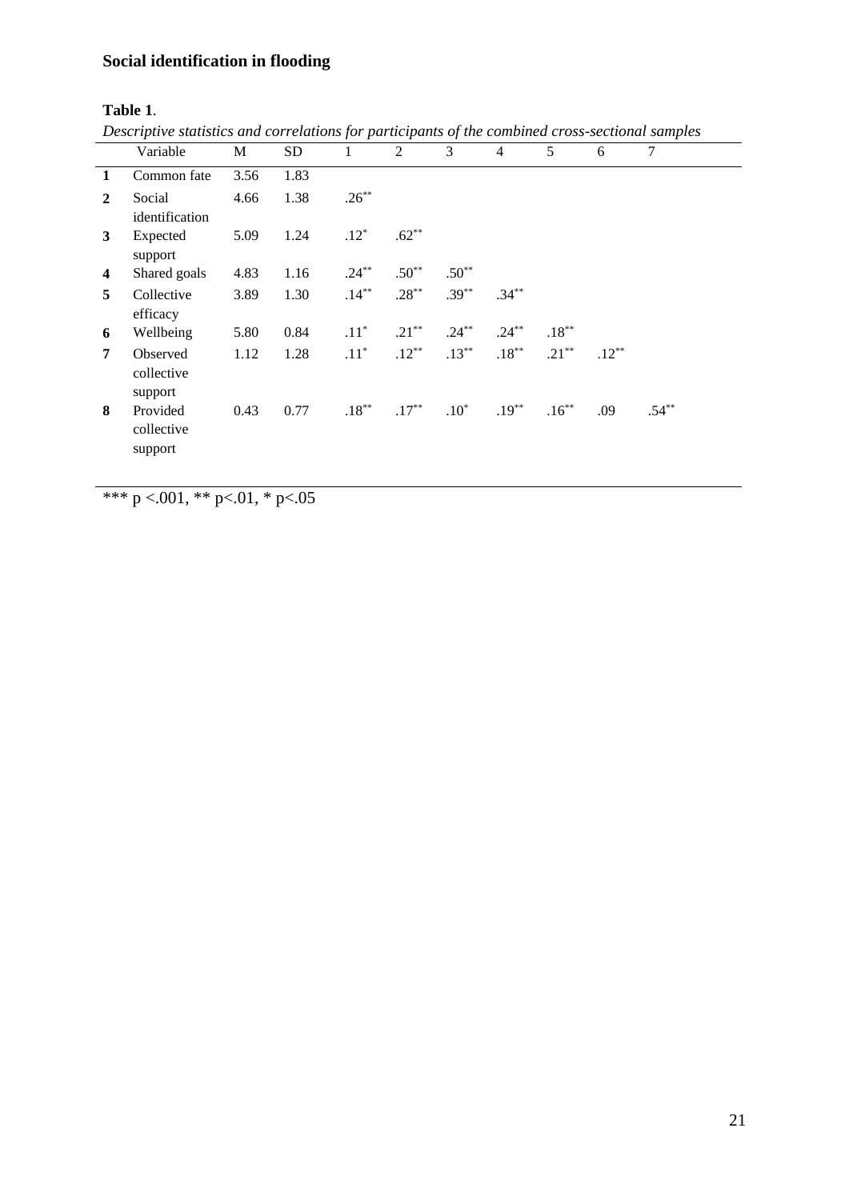**Social identification in flooding**

**Table 1**.

*Descriptive statistics and correlations for participants of the combined cross-sectional samples*

| | Variable | M | SD | 1 | 2 | 3 | 4 | 5 | 6 | 7 |
|---|---|---|---|---|---|---|---|---|---|---|
| **1** | Common fate | 3.56 | 1.83 | | | | | | | |
| **2** | Social identification | 4.66 | 1.38 | .26** | | | | | | |
| **3** | Expected support | 5.09 | 1.24 | .12* | .62** | | | | | |
| **4** | Shared goals | 4.83 | 1.16 | .24** | .50** | .50** | | | | |
| **5** | Collective efficacy | 3.89 | 1.30 | .14** | .28** | .39** | .34** | | | |
| **6** | Wellbeing | 5.80 | 0.84 | .11* | .21** | .24** | .24** | .18** | | |
| **7** | Observed collective support | 1.12 | 1.28 | .11* | .12** | .13** | .18** | .21** | .12** | |
| **8** | Provided collective support | 0.43 | 0.77 | .18** | .17** | .10* | .19** | .16** | .09 | .54** |

*** p <.001, ** p<.01, * p<.05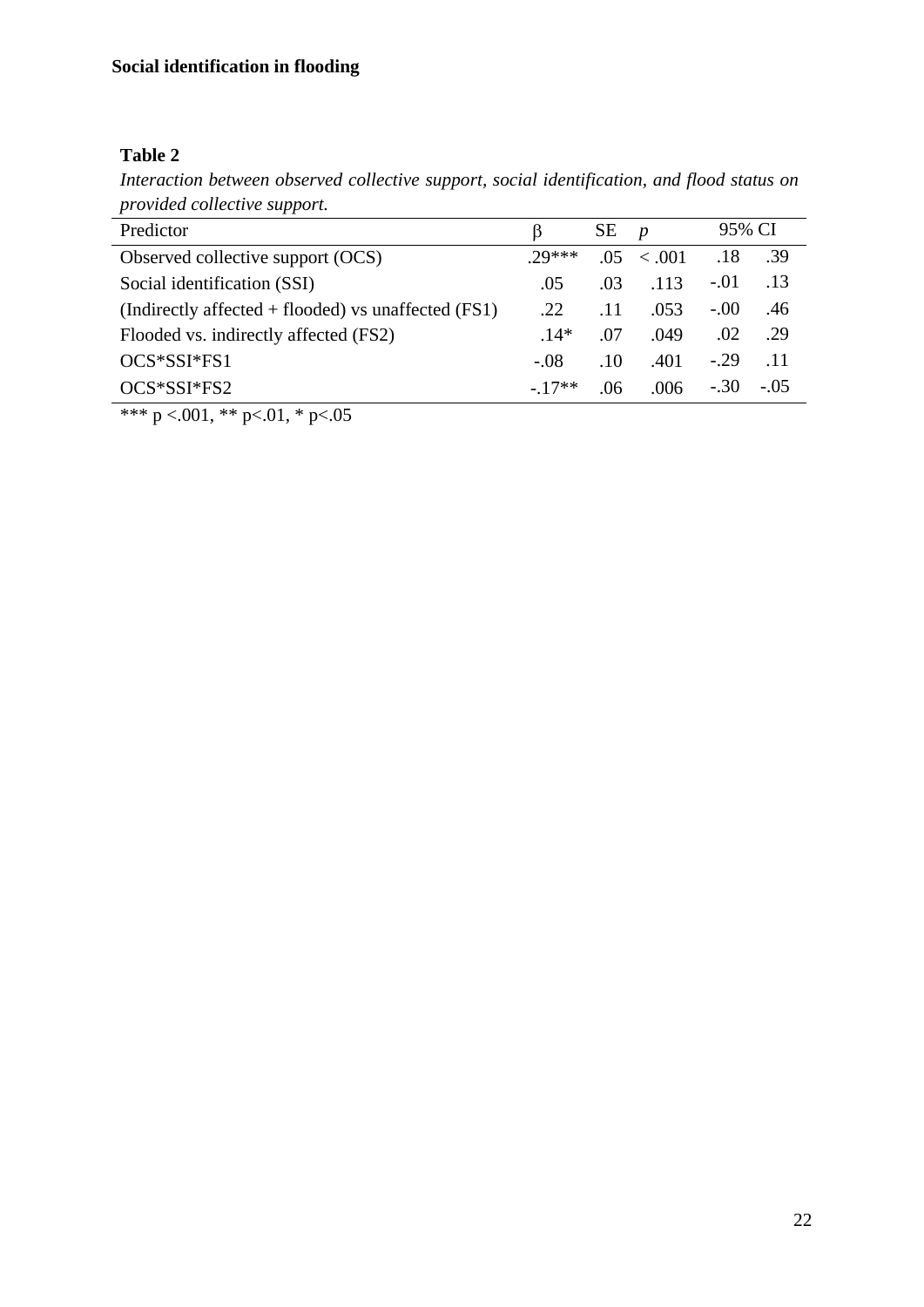**Table 2**

*Interaction between observed collective support, social identification, and flood status on provided collective support.*

| Predictor | β | SE | *p* | 95% CI | |
|---|---|---|---|---|---|
| Observed collective support (OCS) | .29*** | .05 | < .001 | .18 | .39 |
| Social identification (SSI) | .05 | .03 | .113 | -.01 | .13 |
| (Indirectly affected + flooded) vs unaffected (FS1) | .22 | .11 | .053 | -.00 | .46 |
| Flooded vs. indirectly affected (FS2) | .14* | .07 | .049 | .02 | .29 |
| OCS*SSI*FS1 | -.08 | .10 | .401 | -.29 | .11 |
| OCS*SSI*FS2 | -.17** | .06 | .006 | -.30 | -.05 |

*** $p < .001$, ** $p < .01$, * $p < .05$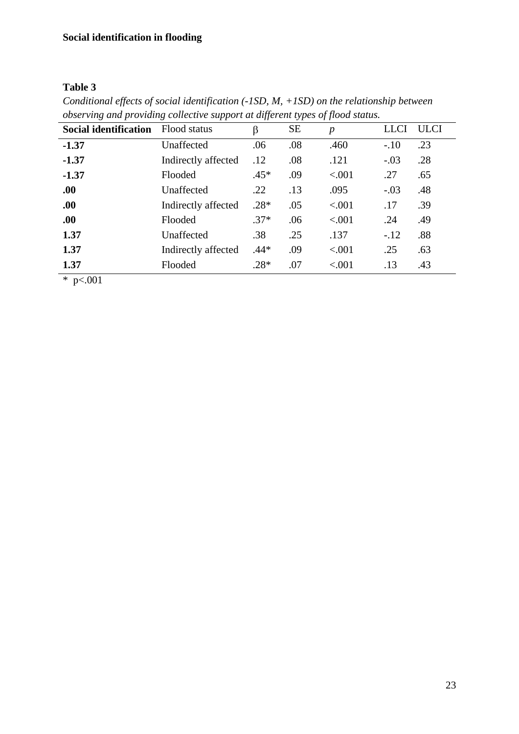**Table 3**

*Conditional effects of social identification (-1SD, M, +1SD) on the relationship between observing and providing collective support at different types of flood status.*

| Social identification | Flood status | β | SE | *p* | LLCI | ULCI |
|---|---|---|---|---|---|---|
| **-1.37** | Unaffected | .06 | .08 | .460 | -.10 | .23 |
| **-1.37** | Indirectly affected | .12 | .08 | .121 | -.03 | .28 |
| **-1.37** | Flooded | .45* | .09 | <.001 | .27 | .65 |
| **.00** | Unaffected | .22 | .13 | .095 | -.03 | .48 |
| **.00** | Indirectly affected | .28* | .05 | <.001 | .17 | .39 |
| **.00** | Flooded | .37* | .06 | <.001 | .24 | .49 |
| **1.37** | Unaffected | .38 | .25 | .137 | -.12 | .88 |
| **1.37** | Indirectly affected | .44* | .09 | <.001 | .25 | .63 |
| **1.37** | Flooded | .28* | .07 | <.001 | .13 | .43 |

\* $p<.001$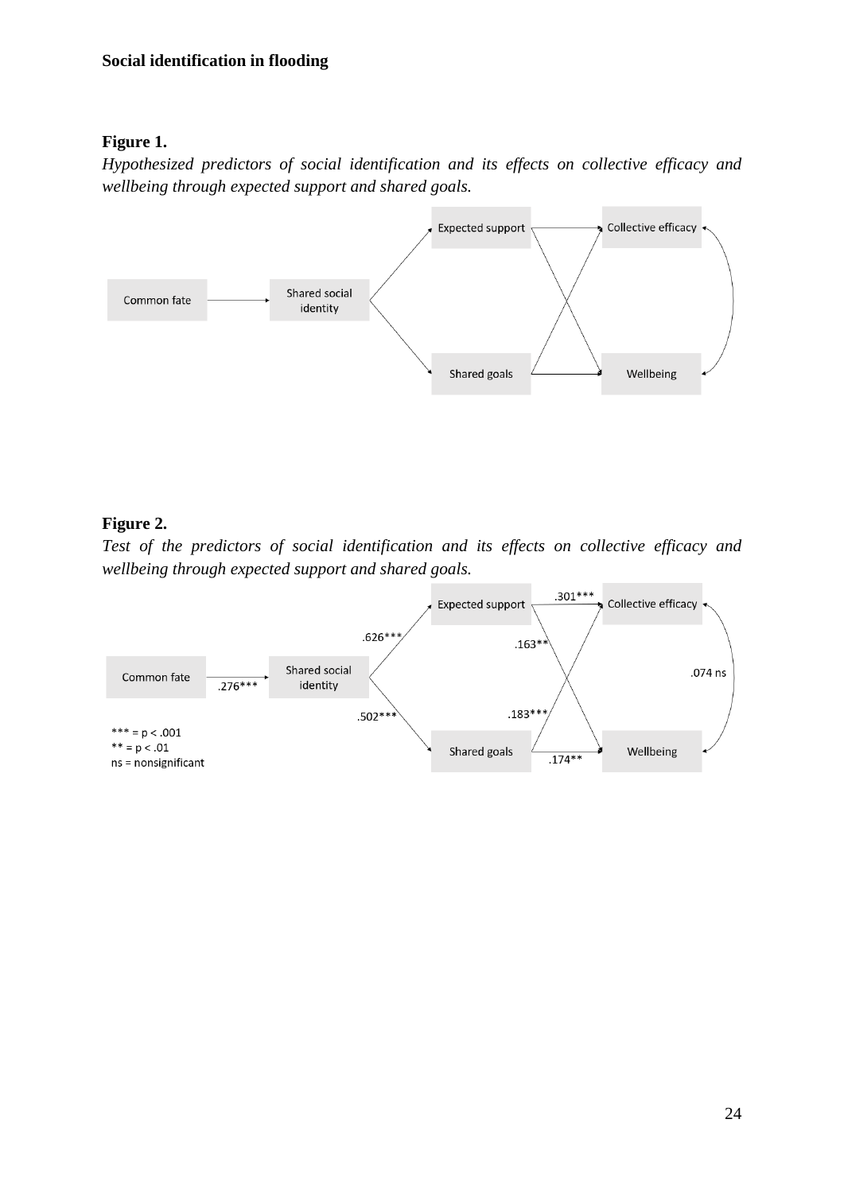**Figure 1.**

*Hypothesized predictors of social identification and its effects on collective efficacy and wellbeing through expected support and shared goals.*

**Figure 2.**

*Test of the predictors of social identification and its effects on collective efficacy and wellbeing through expected support and shared goals.*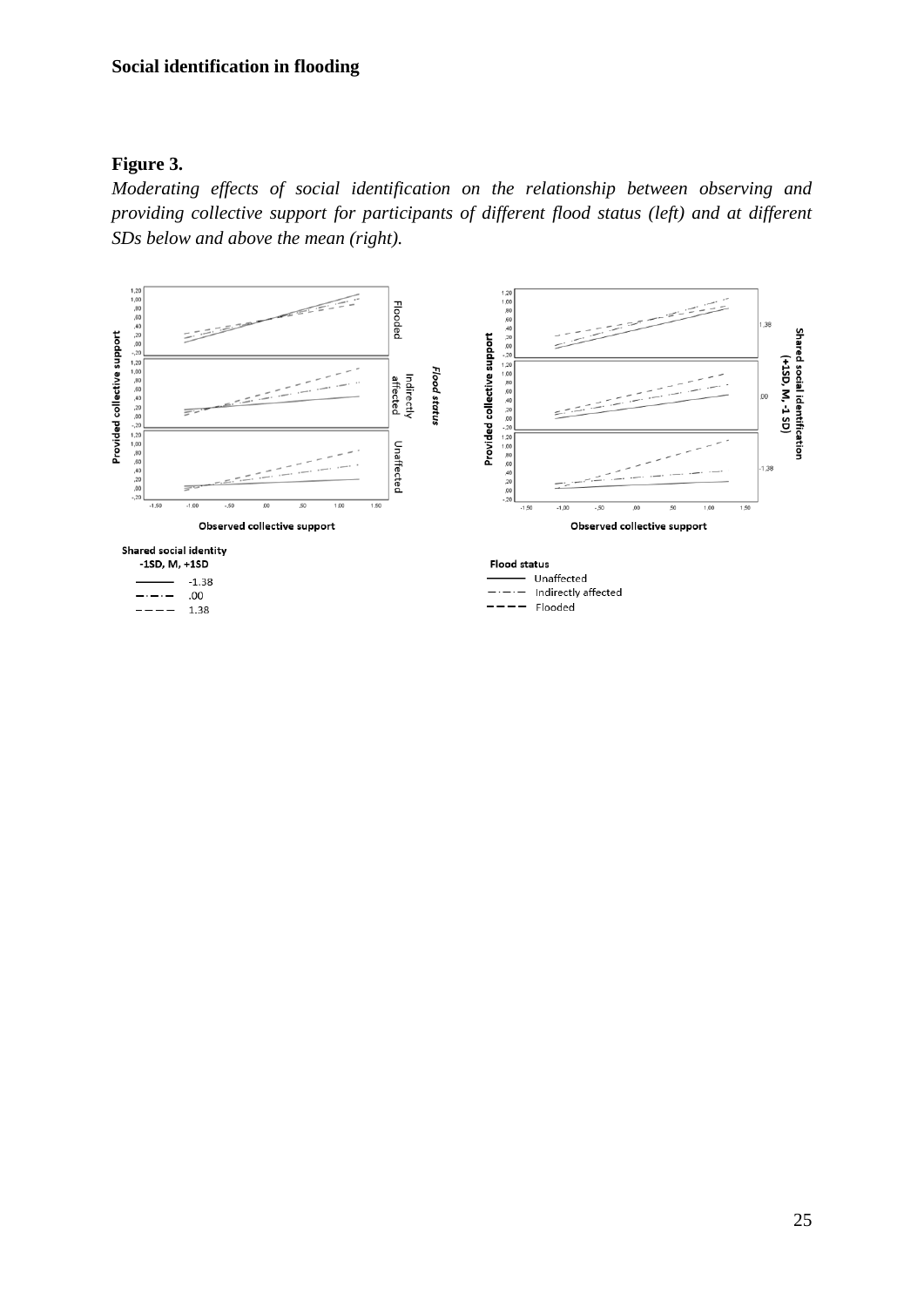**Figure 3.**

*Moderating effects of social identification on the relationship between observing and providing collective support for participants of different flood status (left) and at different SDs below and above the mean (right).*

Provided collective support

Flooded

Indirectly affected

Unaffected

Flood status

Observed collective support

Shared social identity
-1SD, M, +1SD

-1.38
.00
1.38

Provided collective support

1.38

.00

-1.38

Shared social identification
(+1SD, M, -1 SD)

Observed collective support

Flood status
Unaffected
Indirectly affected
Flooded